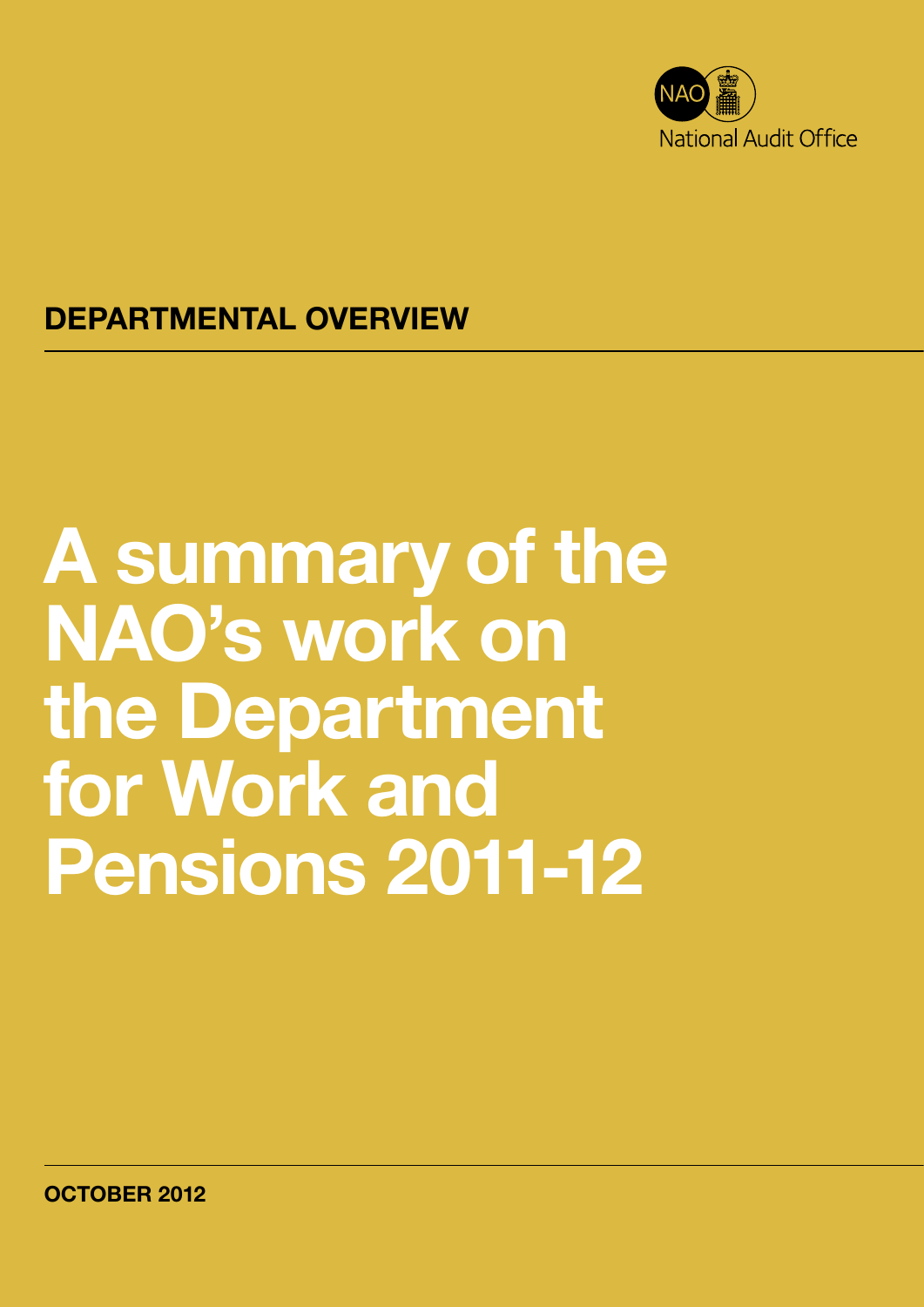NAO National Audit Office

**DEPARTMENTAL OVERVIEW**

# A summary of the NAO's work on the Department for Work and Pensions 2011-12

**OCTOBER 2012**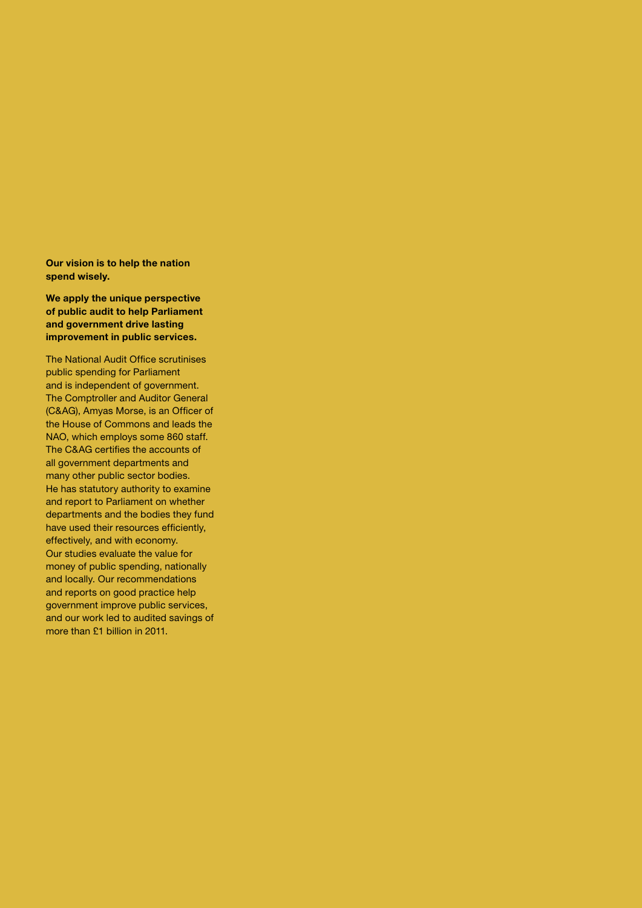**Our vision is to help the nation spend wisely.**

**We apply the unique perspective of public audit to help Parliament and government drive lasting improvement in public services.**

The National Audit Office scrutinises public spending for Parliament and is independent of government. The Comptroller and Auditor General (C&AG), Amyas Morse, is an Officer of the House of Commons and leads the NAO, which employs some 860 staff. The C&AG certifies the accounts of all government departments and many other public sector bodies. He has statutory authority to examine and report to Parliament on whether departments and the bodies they fund have used their resources efficiently, effectively, and with economy. Our studies evaluate the value for money of public spending, nationally and locally. Our recommendations and reports on good practice help government improve public services, and our work led to audited savings of more than £1 billion in 2011.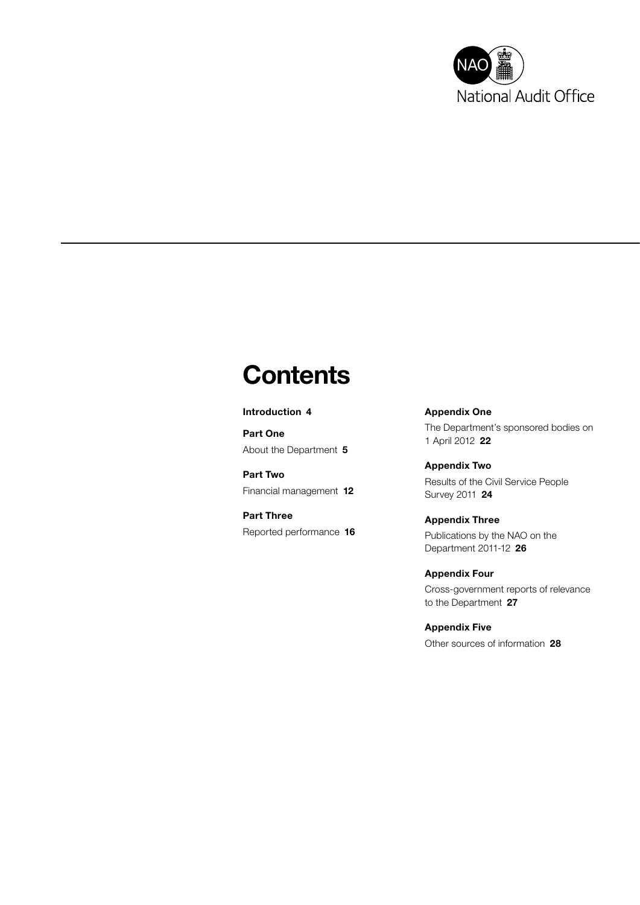# Contents

**Introduction 4**

**Part One**
About the Department **5**

**Part Two**
Financial management **12**

**Part Three**
Reported performance **16**

**Appendix One**
The Department's sponsored bodies on 1 April 2012 **22**

**Appendix Two**
Results of the Civil Service People Survey 2011 **24**

**Appendix Three**
Publications by the NAO on the Department 2011-12 **26**

**Appendix Four**
Cross-government reports of relevance to the Department **27**

**Appendix Five**
Other sources of information **28**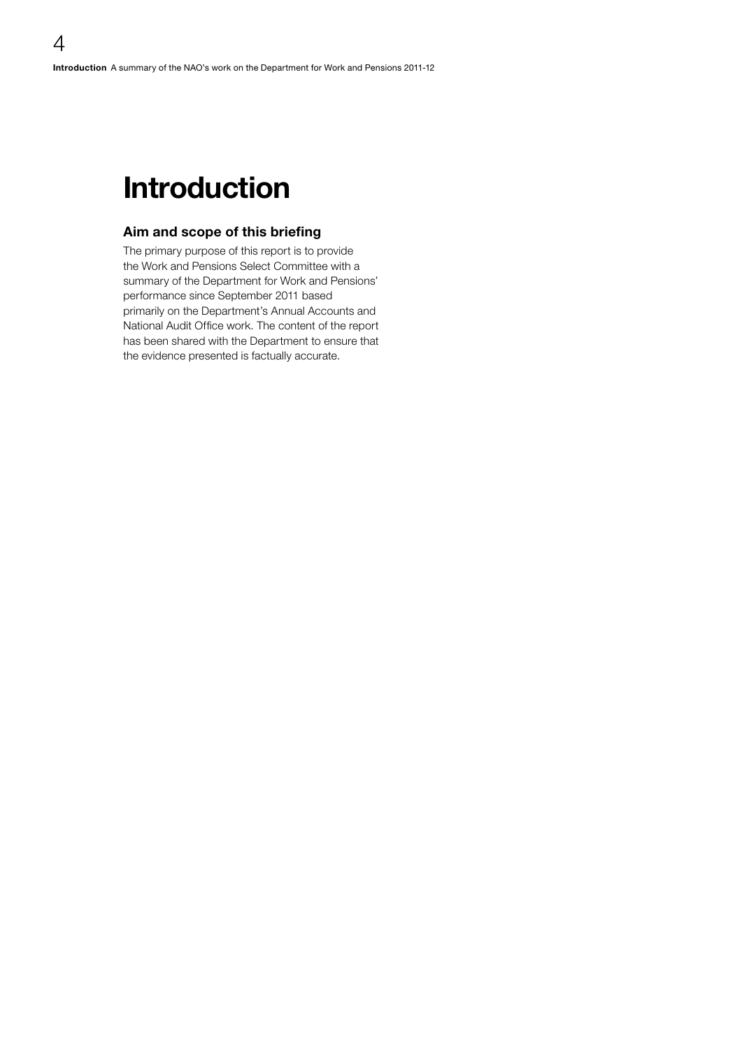# Introduction

## Aim and scope of this briefing

The primary purpose of this report is to provide the Work and Pensions Select Committee with a summary of the Department for Work and Pensions' performance since September 2011 based primarily on the Department's Annual Accounts and National Audit Office work. The content of the report has been shared with the Department to ensure that the evidence presented is factually accurate.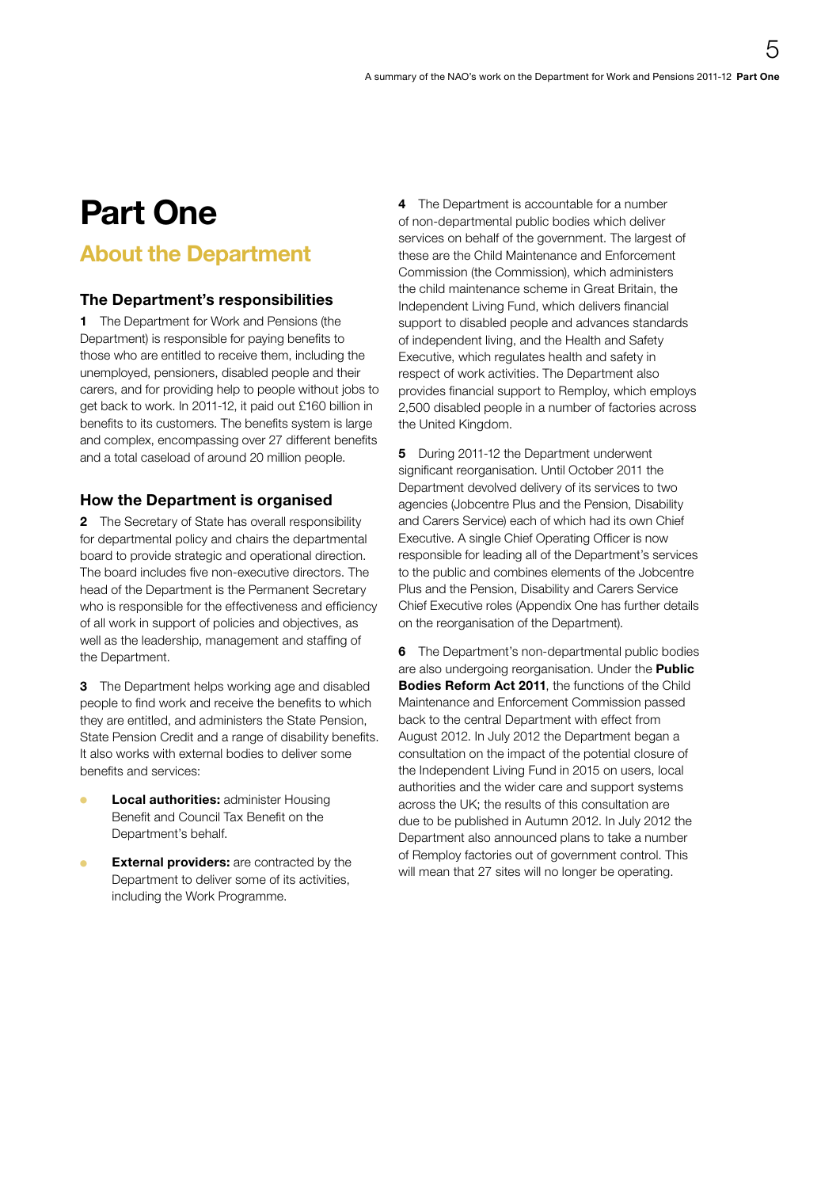# Part One

## About the Department

### The Department's responsibilities

**1** The Department for Work and Pensions (the Department) is responsible for paying benefits to those who are entitled to receive them, including the unemployed, pensioners, disabled people and their carers, and for providing help to people without jobs to get back to work. In 2011-12, it paid out £160 billion in benefits to its customers. The benefits system is large and complex, encompassing over 27 different benefits and a total caseload of around 20 million people.

### How the Department is organised

**2** The Secretary of State has overall responsibility for departmental policy and chairs the departmental board to provide strategic and operational direction. The board includes five non-executive directors. The head of the Department is the Permanent Secretary who is responsible for the effectiveness and efficiency of all work in support of policies and objectives, as well as the leadership, management and staffing of the Department.

**3** The Department helps working age and disabled people to find work and receive the benefits to which they are entitled, and administers the State Pension, State Pension Credit and a range of disability benefits. It also works with external bodies to deliver some benefits and services:

- **Local authorities:** administer Housing Benefit and Council Tax Benefit on the Department's behalf.
- **External providers:** are contracted by the Department to deliver some of its activities, including the Work Programme.

**4** The Department is accountable for a number of non-departmental public bodies which deliver services on behalf of the government. The largest of these are the Child Maintenance and Enforcement Commission (the Commission), which administers the child maintenance scheme in Great Britain, the Independent Living Fund, which delivers financial support to disabled people and advances standards of independent living, and the Health and Safety Executive, which regulates health and safety in respect of work activities. The Department also provides financial support to Remploy, which employs 2,500 disabled people in a number of factories across the United Kingdom.

**5** During 2011-12 the Department underwent significant reorganisation. Until October 2011 the Department devolved delivery of its services to two agencies (Jobcentre Plus and the Pension, Disability and Carers Service) each of which had its own Chief Executive. A single Chief Operating Officer is now responsible for leading all of the Department's services to the public and combines elements of the Jobcentre Plus and the Pension, Disability and Carers Service Chief Executive roles (Appendix One has further details on the reorganisation of the Department).

**6** The Department's non-departmental public bodies are also undergoing reorganisation. Under the **Public Bodies Reform Act 2011**, the functions of the Child Maintenance and Enforcement Commission passed back to the central Department with effect from August 2012. In July 2012 the Department began a consultation on the impact of the potential closure of the Independent Living Fund in 2015 on users, local authorities and the wider care and support systems across the UK; the results of this consultation are due to be published in Autumn 2012. In July 2012 the Department also announced plans to take a number of Remploy factories out of government control. This will mean that 27 sites will no longer be operating.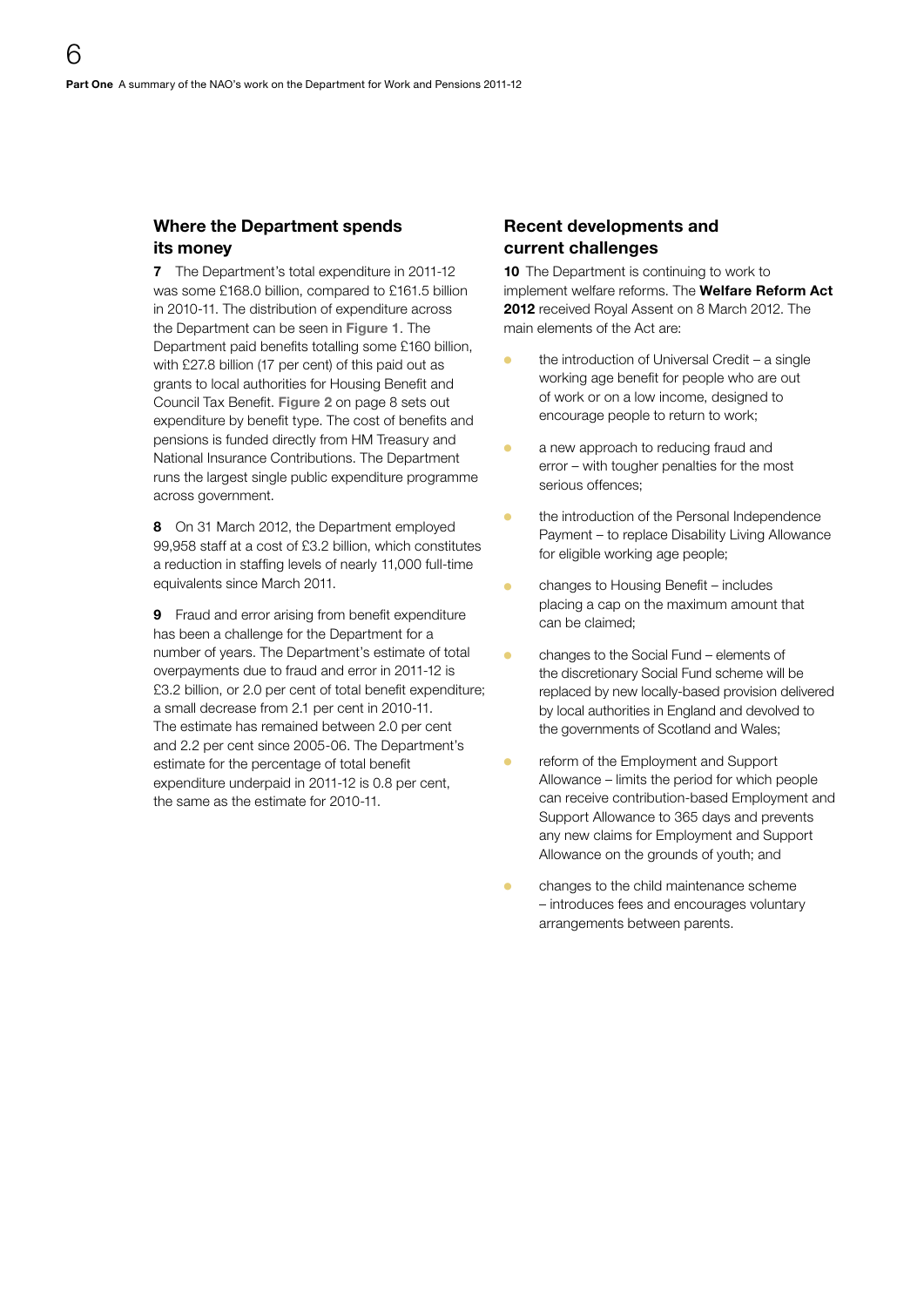## Where the Department spends its money

**7** The Department's total expenditure in 2011-12 was some £168.0 billion, compared to £161.5 billion in 2010-11. The distribution of expenditure across the Department can be seen in **Figure 1**. The Department paid benefits totalling some £160 billion, with £27.8 billion (17 per cent) of this paid out as grants to local authorities for Housing Benefit and Council Tax Benefit. **Figure 2** on page 8 sets out expenditure by benefit type. The cost of benefits and pensions is funded directly from HM Treasury and National Insurance Contributions. The Department runs the largest single public expenditure programme across government.

**8** On 31 March 2012, the Department employed 99,958 staff at a cost of £3.2 billion, which constitutes a reduction in staffing levels of nearly 11,000 full-time equivalents since March 2011.

**9** Fraud and error arising from benefit expenditure has been a challenge for the Department for a number of years. The Department's estimate of total overpayments due to fraud and error in 2011-12 is £3.2 billion, or 2.0 per cent of total benefit expenditure; a small decrease from 2.1 per cent in 2010-11. The estimate has remained between 2.0 per cent and 2.2 per cent since 2005-06. The Department's estimate for the percentage of total benefit expenditure underpaid in 2011-12 is 0.8 per cent, the same as the estimate for 2010-11.

## Recent developments and current challenges

**10** The Department is continuing to work to implement welfare reforms. The **Welfare Reform Act 2012** received Royal Assent on 8 March 2012. The main elements of the Act are:

- the introduction of Universal Credit – a single working age benefit for people who are out of work or on a low income, designed to encourage people to return to work;
- a new approach to reducing fraud and error – with tougher penalties for the most serious offences;
- the introduction of the Personal Independence Payment – to replace Disability Living Allowance for eligible working age people;
- changes to Housing Benefit – includes placing a cap on the maximum amount that can be claimed;
- changes to the Social Fund – elements of the discretionary Social Fund scheme will be replaced by new locally-based provision delivered by local authorities in England and devolved to the governments of Scotland and Wales;
- reform of the Employment and Support Allowance – limits the period for which people can receive contribution-based Employment and Support Allowance to 365 days and prevents any new claims for Employment and Support Allowance on the grounds of youth; and
- changes to the child maintenance scheme – introduces fees and encourages voluntary arrangements between parents.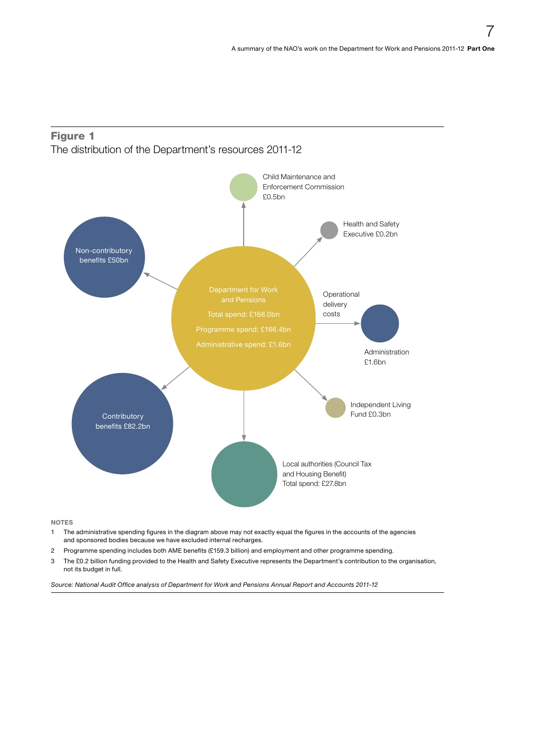## Figure 1

The distribution of the Department's resources 2011-12

Department for Work and Pensions

Total spend: £168.0bn

Programme spend: £166.4bn

Administrative spend: £1.6bn

Child Maintenance and Enforcement Commission £0.5bn

Health and Safety Executive £0.2bn

Operational delivery costs

Administration £1.6bn

Independent Living Fund £0.3bn

Local authorities (Council Tax and Housing Benefit) Total spend: £27.8bn

Contributory benefits £82.2bn

Non-contributory benefits £50bn

**NOTES**

1. The administrative spending figures in the diagram above may not exactly equal the figures in the accounts of the agencies and sponsored bodies because we have excluded internal recharges.
2. Programme spending includes both AME benefits (£159.3 billion) and employment and other programme spending.
3. The £0.2 billion funding provided to the Health and Safety Executive represents the Department's contribution to the organisation, not its budget in full.

*Source: National Audit Office analysis of Department for Work and Pensions Annual Report and Accounts 2011-12*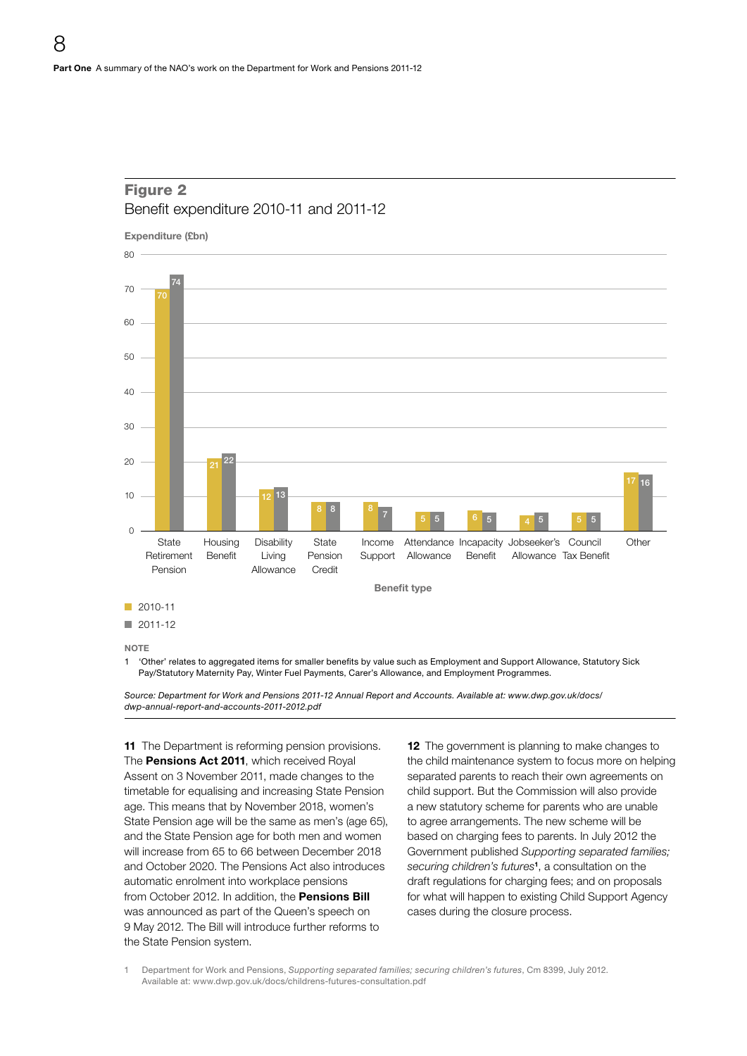**Figure 2**
Benefit expenditure 2010-11 and 2011-12

Expenditure (£bn)

| Benefit type | 2010-11 | 2011-12 |
|---|---|---|
| State Retirement Pension | 70 | 74 |
| Housing Benefit | 21 | 22 |
| Disability Living Allowance | 12 | 13 |
| State Pension Credit | 8 | 8 |
| Income Support | 8 | 7 |
| Attendance Allowance | 5 | 5 |
| Incapacity Benefit | 6 | 5 |
| Jobseeker's Allowance | 4 | 5 |
| Council Tax Benefit | 5 | 5 |
| Other | 17 | 16 |

NOTE

1 'Other' relates to aggregated items for smaller benefits by value such as Employment and Support Allowance, Statutory Sick Pay/Statutory Maternity Pay, Winter Fuel Payments, Carer's Allowance, and Employment Programmes.

*Source: Department for Work and Pensions 2011-12 Annual Report and Accounts. Available at: www.dwp.gov.uk/docs/dwp-annual-report-and-accounts-2011-2012.pdf*

**11** The Department is reforming pension provisions. The **Pensions Act 2011**, which received Royal Assent on 3 November 2011, made changes to the timetable for equalising and increasing State Pension age. This means that by November 2018, women's State Pension age will be the same as men's (age 65), and the State Pension age for both men and women will increase from 65 to 66 between December 2018 and October 2020. The Pensions Act also introduces automatic enrolment into workplace pensions from October 2012. In addition, the **Pensions Bill** was announced as part of the Queen's speech on 9 May 2012. The Bill will introduce further reforms to the State Pension system.

**12** The government is planning to make changes to the child maintenance system to focus more on helping separated parents to reach their own agreements on child support. But the Commission will also provide a new statutory scheme for parents who are unable to agree arrangements. The new scheme will be based on charging fees to parents. In July 2012 the Government published *Supporting separated families; securing children's futures*[1], a consultation on the draft regulations for charging fees; and on proposals for what will happen to existing Child Support Agency cases during the closure process.

1 Department for Work and Pensions, *Supporting separated families; securing children's futures*, Cm 8399, July 2012. Available at: www.dwp.gov.uk/docs/childrens-futures-consultation.pdf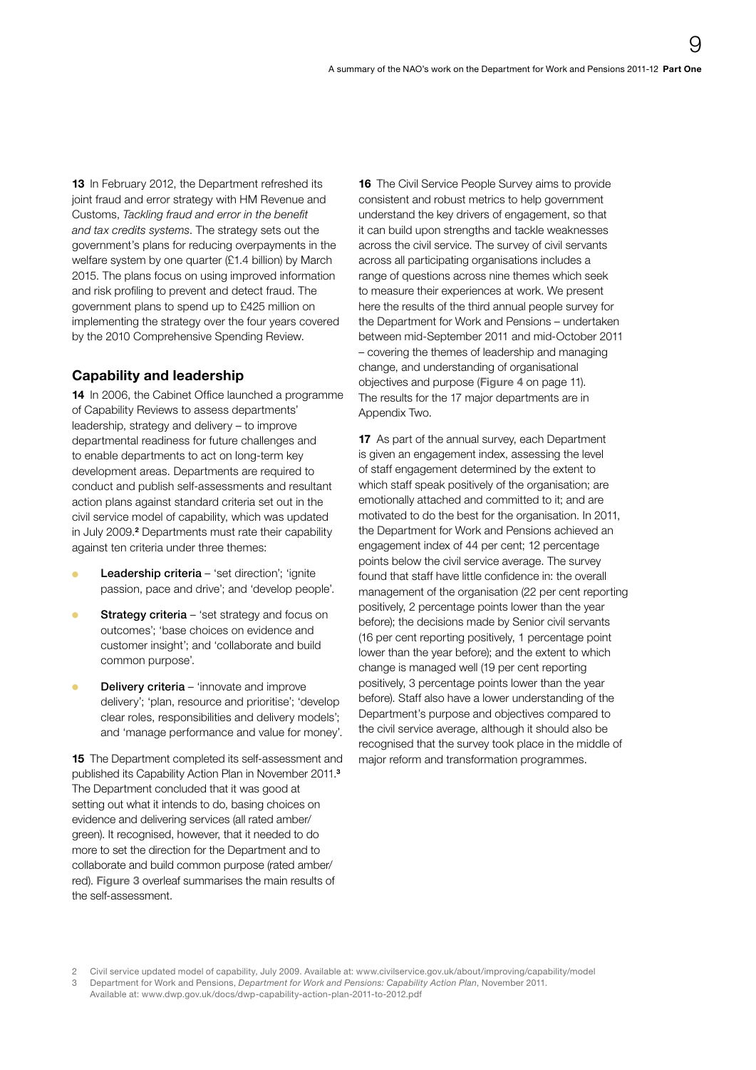**13** In February 2012, the Department refreshed its joint fraud and error strategy with HM Revenue and Customs, *Tackling fraud and error in the benefit and tax credits systems*. The strategy sets out the government's plans for reducing overpayments in the welfare system by one quarter (£1.4 billion) by March 2015. The plans focus on using improved information and risk profiling to prevent and detect fraud. The government plans to spend up to £425 million on implementing the strategy over the four years covered by the 2010 Comprehensive Spending Review.

## Capability and leadership

**14** In 2006, the Cabinet Office launched a programme of Capability Reviews to assess departments' leadership, strategy and delivery – to improve departmental readiness for future challenges and to enable departments to act on long-term key development areas. Departments are required to conduct and publish self-assessments and resultant action plans against standard criteria set out in the civil service model of capability, which was updated in July 2009.[2] Departments must rate their capability against ten criteria under three themes:

- **Leadership criteria** – 'set direction'; 'ignite passion, pace and drive'; and 'develop people'.
- **Strategy criteria** – 'set strategy and focus on outcomes'; 'base choices on evidence and customer insight'; and 'collaborate and build common purpose'.
- **Delivery criteria** – 'innovate and improve delivery'; 'plan, resource and prioritise'; 'develop clear roles, responsibilities and delivery models'; and 'manage performance and value for money'.

**15** The Department completed its self-assessment and published its Capability Action Plan in November 2011.[3] The Department concluded that it was good at setting out what it intends to do, basing choices on evidence and delivering services (all rated amber/green). It recognised, however, that it needed to do more to set the direction for the Department and to collaborate and build common purpose (rated amber/red). **Figure 3** overleaf summarises the main results of the self-assessment.

**16** The Civil Service People Survey aims to provide consistent and robust metrics to help government understand the key drivers of engagement, so that it can build upon strengths and tackle weaknesses across the civil service. The survey of civil servants across all participating organisations includes a range of questions across nine themes which seek to measure their experiences at work. We present here the results of the third annual people survey for the Department for Work and Pensions – undertaken between mid-September 2011 and mid-October 2011 – covering the themes of leadership and managing change, and understanding of organisational objectives and purpose (**Figure 4** on page 11). The results for the 17 major departments are in Appendix Two.

**17** As part of the annual survey, each Department is given an engagement index, assessing the level of staff engagement determined by the extent to which staff speak positively of the organisation; are emotionally attached and committed to it; and are motivated to do the best for the organisation. In 2011, the Department for Work and Pensions achieved an engagement index of 44 per cent; 12 percentage points below the civil service average. The survey found that staff have little confidence in: the overall management of the organisation (22 per cent reporting positively, 2 percentage points lower than the year before); the decisions made by Senior civil servants (16 per cent reporting positively, 1 percentage point lower than the year before); and the extent to which change is managed well (19 per cent reporting positively, 3 percentage points lower than the year before). Staff also have a lower understanding of the Department's purpose and objectives compared to the civil service average, although it should also be recognised that the survey took place in the middle of major reform and transformation programmes.

2 Civil service updated model of capability, July 2009. Available at: www.civilservice.gov.uk/about/improving/capability/model

3 Department for Work and Pensions, *Department for Work and Pensions: Capability Action Plan*, November 2011. Available at: www.dwp.gov.uk/docs/dwp-capability-action-plan-2011-to-2012.pdf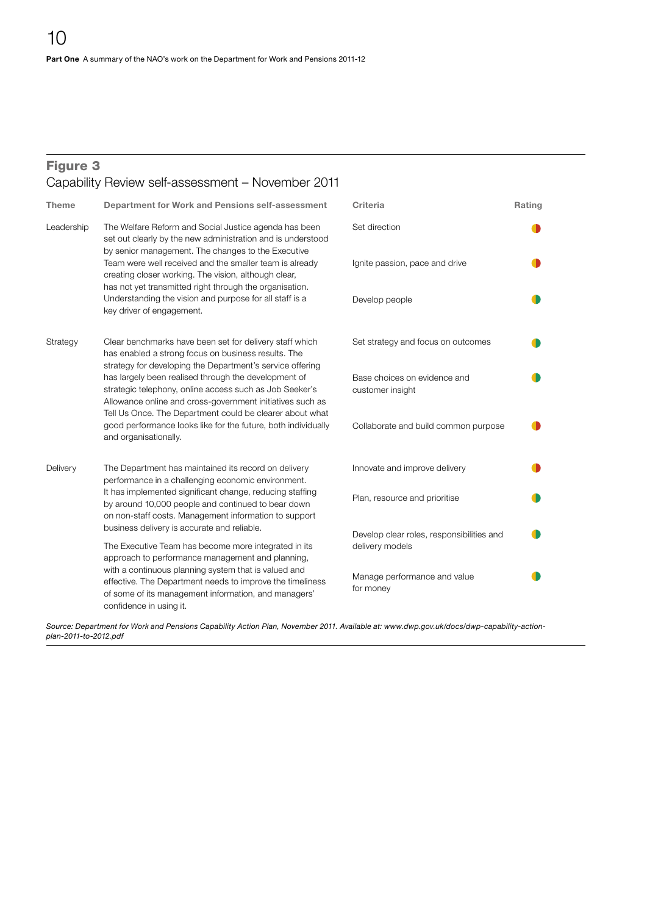## Figure 3
Capability Review self-assessment – November 2011

| Theme | Department for Work and Pensions self-assessment | Criteria | Rating |
|---|---|---|---|
| Leadership | The Welfare Reform and Social Justice agenda has been set out clearly by the new administration and is understood by senior management. The changes to the Executive Team were well received and the smaller team is already creating closer working. The vision, although clear, has not yet transmitted right through the organisation. Understanding the vision and purpose for all staff is a key driver of engagement. | Set direction | Amber/Red |
| | | Ignite passion, pace and drive | Amber/Red |
| | | Develop people | Amber/Green |
| Strategy | Clear benchmarks have been set for delivery staff which has enabled a strong focus on business results. The strategy for developing the Department's service offering has largely been realised through the development of strategic telephony, online access such as Job Seeker's Allowance online and cross-government initiatives such as Tell Us Once. The Department could be clearer about what good performance looks like for the future, both individually and organisationally. | Set strategy and focus on outcomes | Amber/Green |
| | | Base choices on evidence and customer insight | Amber/Green |
| | | Collaborate and build common purpose | Amber/Red |
| Delivery | The Department has maintained its record on delivery performance in a challenging economic environment. It has implemented significant change, reducing staffing by around 10,000 people and continued to bear down on non-staff costs. Management information to support business delivery is accurate and reliable. The Executive Team has become more integrated in its approach to performance management and planning, with a continuous planning system that is valued and effective. The Department needs to improve the timeliness of some of its management information, and managers' confidence in using it. | Innovate and improve delivery | Amber/Red |
| | | Plan, resource and prioritise | Amber/Green |
| | | Develop clear roles, responsibilities and delivery models | Amber/Green |
| | | Manage performance and value for money | Amber/Green |

*Source: Department for Work and Pensions Capability Action Plan, November 2011. Available at: www.dwp.gov.uk/docs/dwp-capability-action-plan-2011-to-2012.pdf*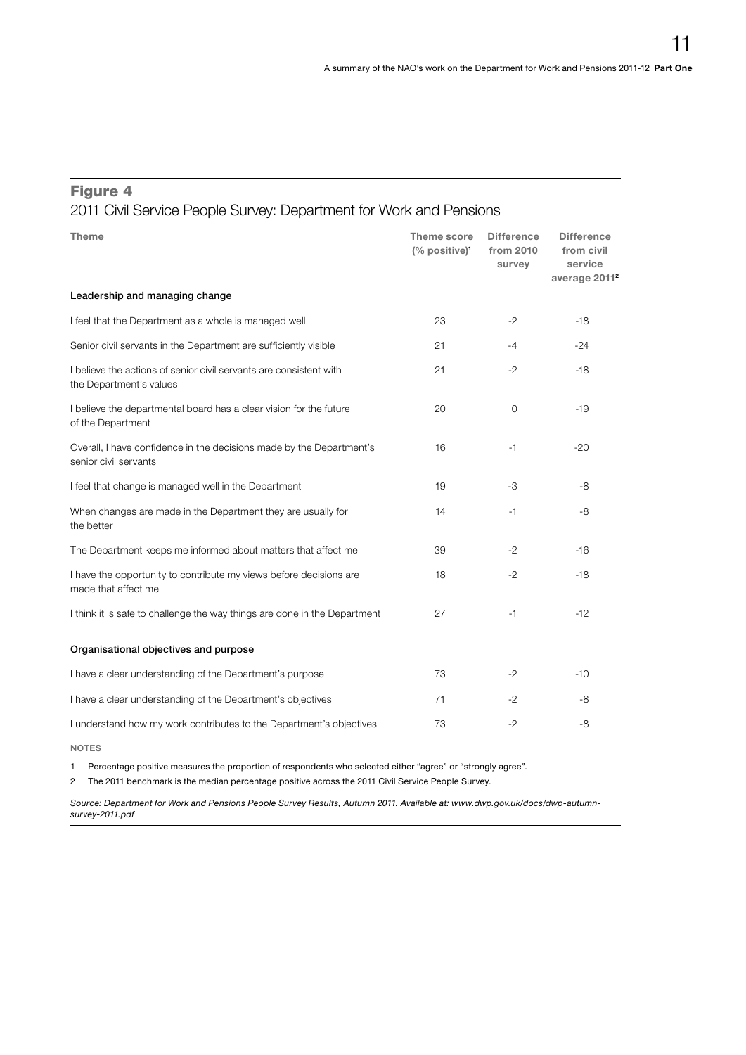## Figure 4

2011 Civil Service People Survey: Department for Work and Pensions

| Theme | Theme score (% positive)[1] | Difference from 2010 survey | Difference from civil service average 2011[2] |
|---|---|---|---|
| **Leadership and managing change** | | | |
| I feel that the Department as a whole is managed well | 23 | -2 | -18 |
| Senior civil servants in the Department are sufficiently visible | 21 | -4 | -24 |
| I believe the actions of senior civil servants are consistent with the Department's values | 21 | -2 | -18 |
| I believe the departmental board has a clear vision for the future of the Department | 20 | 0 | -19 |
| Overall, I have confidence in the decisions made by the Department's senior civil servants | 16 | -1 | -20 |
| I feel that change is managed well in the Department | 19 | -3 | -8 |
| When changes are made in the Department they are usually for the better | 14 | -1 | -8 |
| The Department keeps me informed about matters that affect me | 39 | -2 | -16 |
| I have the opportunity to contribute my views before decisions are made that affect me | 18 | -2 | -18 |
| I think it is safe to challenge the way things are done in the Department | 27 | -1 | -12 |
| **Organisational objectives and purpose** | | | |
| I have a clear understanding of the Department's purpose | 73 | -2 | -10 |
| I have a clear understanding of the Department's objectives | 71 | -2 | -8 |
| I understand how my work contributes to the Department's objectives | 73 | -2 | -8 |

NOTES

1 Percentage positive measures the proportion of respondents who selected either "agree" or "strongly agree".

2 The 2011 benchmark is the median percentage positive across the 2011 Civil Service People Survey.

*Source: Department for Work and Pensions People Survey Results, Autumn 2011. Available at: www.dwp.gov.uk/docs/dwp-autumn-survey-2011.pdf*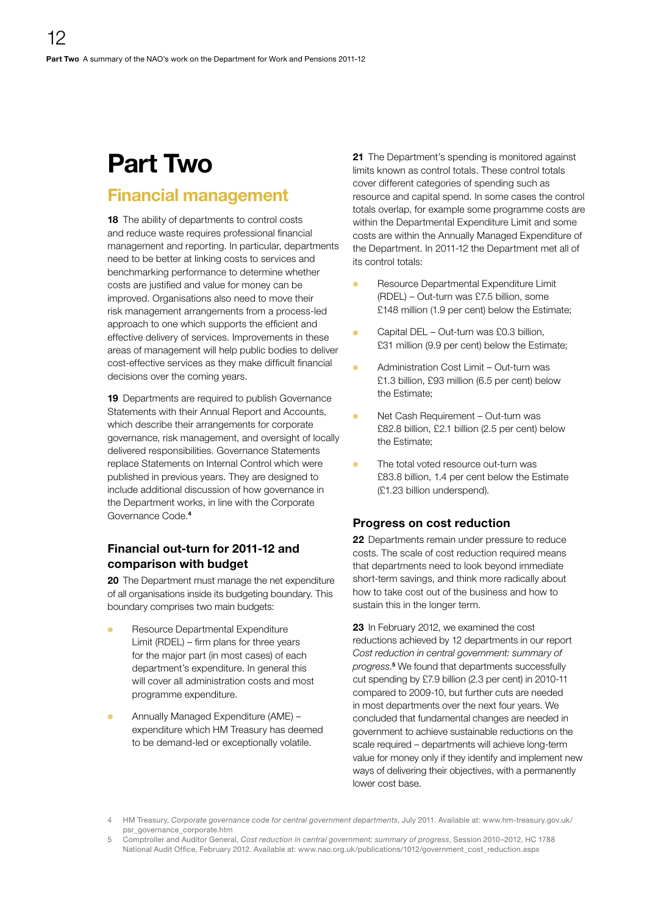# Part Two

## Financial management

**18** The ability of departments to control costs and reduce waste requires professional financial management and reporting. In particular, departments need to be better at linking costs to services and benchmarking performance to determine whether costs are justified and value for money can be improved. Organisations also need to move their risk management arrangements from a process-led approach to one which supports the efficient and effective delivery of services. Improvements in these areas of management will help public bodies to deliver cost-effective services as they make difficult financial decisions over the coming years.

**19** Departments are required to publish Governance Statements with their Annual Report and Accounts, which describe their arrangements for corporate governance, risk management, and oversight of locally delivered responsibilities. Governance Statements replace Statements on Internal Control which were published in previous years. They are designed to include additional discussion of how governance in the Department works, in line with the Corporate Governance Code.[4]

### Financial out-turn for 2011-12 and comparison with budget

**20** The Department must manage the net expenditure of all organisations inside its budgeting boundary. This boundary comprises two main budgets:

- Resource Departmental Expenditure Limit (RDEL) – firm plans for three years for the major part (in most cases) of each department's expenditure. In general this will cover all administration costs and most programme expenditure.
- Annually Managed Expenditure (AME) – expenditure which HM Treasury has deemed to be demand-led or exceptionally volatile.

**21** The Department's spending is monitored against limits known as control totals. These control totals cover different categories of spending such as resource and capital spend. In some cases the control totals overlap, for example some programme costs are within the Departmental Expenditure Limit and some costs are within the Annually Managed Expenditure of the Department. In 2011-12 the Department met all of its control totals:

- Resource Departmental Expenditure Limit (RDEL) – Out-turn was £7.5 billion, some £148 million (1.9 per cent) below the Estimate;
- Capital DEL – Out-turn was £0.3 billion, £31 million (9.9 per cent) below the Estimate;
- Administration Cost Limit – Out-turn was £1.3 billion, £93 million (6.5 per cent) below the Estimate;
- Net Cash Requirement – Out-turn was £82.8 billion, £2.1 billion (2.5 per cent) below the Estimate;
- The total voted resource out-turn was £83.8 billion, 1.4 per cent below the Estimate (£1.23 billion underspend).

### Progress on cost reduction

**22** Departments remain under pressure to reduce costs. The scale of cost reduction required means that departments need to look beyond immediate short-term savings, and think more radically about how to take cost out of the business and how to sustain this in the longer term.

**23** In February 2012, we examined the cost reductions achieved by 12 departments in our report *Cost reduction in central government: summary of progress*.[5] We found that departments successfully cut spending by £7.9 billion (2.3 per cent) in 2010-11 compared to 2009-10, but further cuts are needed in most departments over the next four years. We concluded that fundamental changes are needed in government to achieve sustainable reductions on the scale required – departments will achieve long-term value for money only if they identify and implement new ways of delivering their objectives, with a permanently lower cost base.

4 HM Treasury, *Corporate governance code for central government departments*, July 2011. Available at: www.hm-treasury.gov.uk/psr_governance_corporate.htm

5 Comptroller and Auditor General, *Cost reduction in central government: summary of progress*, Session 2010–2012, HC 1788 National Audit Office, February 2012. Available at: www.nao.org.uk/publications/1012/government_cost_reduction.aspx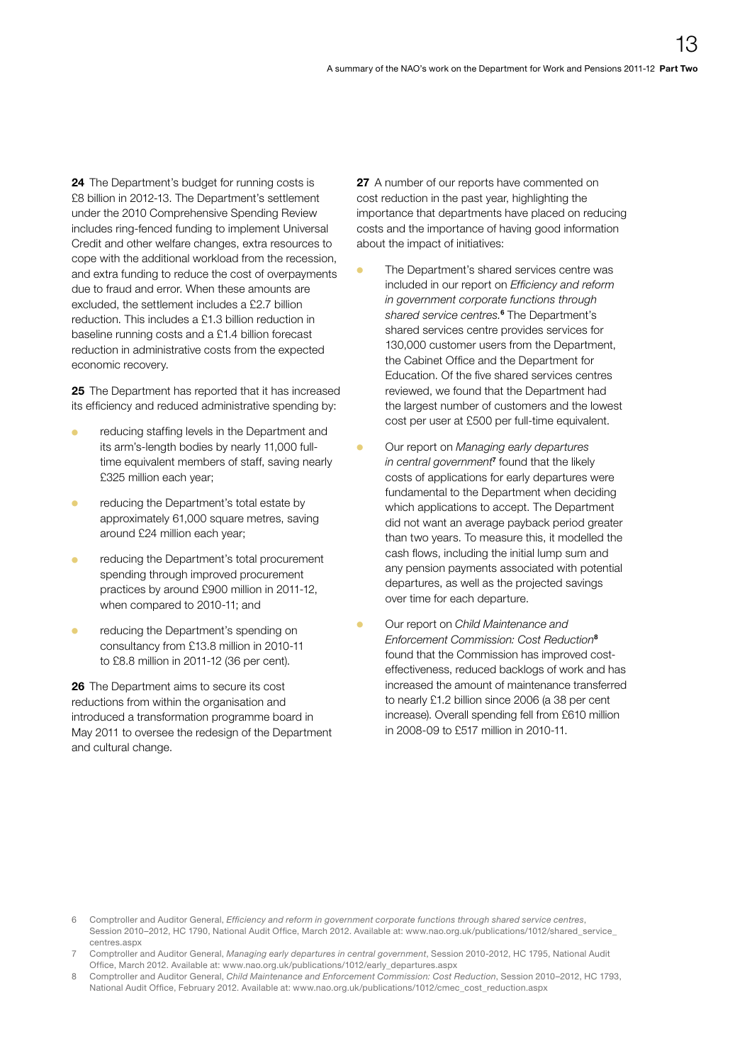**24** The Department's budget for running costs is £8 billion in 2012-13. The Department's settlement under the 2010 Comprehensive Spending Review includes ring-fenced funding to implement Universal Credit and other welfare changes, extra resources to cope with the additional workload from the recession, and extra funding to reduce the cost of overpayments due to fraud and error. When these amounts are excluded, the settlement includes a £2.7 billion reduction. This includes a £1.3 billion reduction in baseline running costs and a £1.4 billion forecast reduction in administrative costs from the expected economic recovery.

**25** The Department has reported that it has increased its efficiency and reduced administrative spending by:

- reducing staffing levels in the Department and its arm's-length bodies by nearly 11,000 full-time equivalent members of staff, saving nearly £325 million each year;
- reducing the Department's total estate by approximately 61,000 square metres, saving around £24 million each year;
- reducing the Department's total procurement spending through improved procurement practices by around £900 million in 2011-12, when compared to 2010-11; and
- reducing the Department's spending on consultancy from £13.8 million in 2010-11 to £8.8 million in 2011-12 (36 per cent).

**26** The Department aims to secure its cost reductions from within the organisation and introduced a transformation programme board in May 2011 to oversee the redesign of the Department and cultural change.

**27** A number of our reports have commented on cost reduction in the past year, highlighting the importance that departments have placed on reducing costs and the importance of having good information about the impact of initiatives:

- The Department's shared services centre was included in our report on *Efficiency and reform in government corporate functions through shared service centres*.[6] The Department's shared services centre provides services for 130,000 customer users from the Department, the Cabinet Office and the Department for Education. Of the five shared services centres reviewed, we found that the Department had the largest number of customers and the lowest cost per user at £500 per full-time equivalent.
- Our report on *Managing early departures in central government*[7] found that the likely costs of applications for early departures were fundamental to the Department when deciding which applications to accept. The Department did not want an average payback period greater than two years. To measure this, it modelled the cash flows, including the initial lump sum and any pension payments associated with potential departures, as well as the projected savings over time for each departure.
- Our report on *Child Maintenance and Enforcement Commission: Cost Reduction*[8] found that the Commission has improved cost-effectiveness, reduced backlogs of work and has increased the amount of maintenance transferred to nearly £1.2 billion since 2006 (a 38 per cent increase). Overall spending fell from £610 million in 2008-09 to £517 million in 2010-11.

6 Comptroller and Auditor General, *Efficiency and reform in government corporate functions through shared service centres*, Session 2010–2012, HC 1790, National Audit Office, March 2012. Available at: www.nao.org.uk/publications/1012/shared_service_centres.aspx

7 Comptroller and Auditor General, *Managing early departures in central government*, Session 2010-2012, HC 1795, National Audit Office, March 2012. Available at: www.nao.org.uk/publications/1012/early_departures.aspx

8 Comptroller and Auditor General, *Child Maintenance and Enforcement Commission: Cost Reduction*, Session 2010–2012, HC 1793, National Audit Office, February 2012. Available at: www.nao.org.uk/publications/1012/cmec_cost_reduction.aspx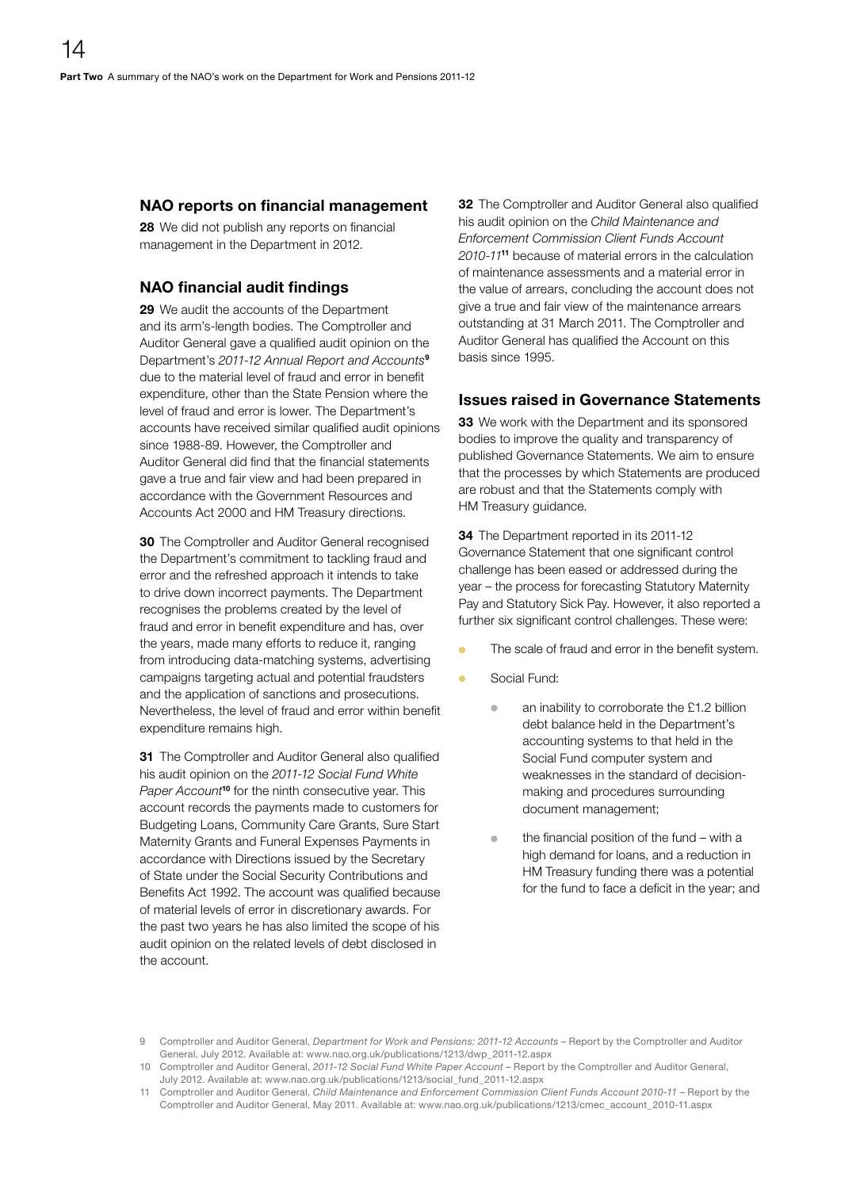## NAO reports on financial management

**28** We did not publish any reports on financial management in the Department in 2012.

## NAO financial audit findings

**29** We audit the accounts of the Department and its arm's-length bodies. The Comptroller and Auditor General gave a qualified audit opinion on the Department's *2011-12 Annual Report and Accounts*[9] due to the material level of fraud and error in benefit expenditure, other than the State Pension where the level of fraud and error is lower. The Department's accounts have received similar qualified audit opinions since 1988-89. However, the Comptroller and Auditor General did find that the financial statements gave a true and fair view and had been prepared in accordance with the Government Resources and Accounts Act 2000 and HM Treasury directions.

**30** The Comptroller and Auditor General recognised the Department's commitment to tackling fraud and error and the refreshed approach it intends to take to drive down incorrect payments. The Department recognises the problems created by the level of fraud and error in benefit expenditure and has, over the years, made many efforts to reduce it, ranging from introducing data-matching systems, advertising campaigns targeting actual and potential fraudsters and the application of sanctions and prosecutions. Nevertheless, the level of fraud and error within benefit expenditure remains high.

**31** The Comptroller and Auditor General also qualified his audit opinion on the *2011-12 Social Fund White Paper Account*[10] for the ninth consecutive year. This account records the payments made to customers for Budgeting Loans, Community Care Grants, Sure Start Maternity Grants and Funeral Expenses Payments in accordance with Directions issued by the Secretary of State under the Social Security Contributions and Benefits Act 1992. The account was qualified because of material levels of error in discretionary awards. For the past two years he has also limited the scope of his audit opinion on the related levels of debt disclosed in the account.

**32** The Comptroller and Auditor General also qualified his audit opinion on the *Child Maintenance and Enforcement Commission Client Funds Account 2010-11*[11] because of material errors in the calculation of maintenance assessments and a material error in the value of arrears, concluding the account does not give a true and fair view of the maintenance arrears outstanding at 31 March 2011. The Comptroller and Auditor General has qualified the Account on this basis since 1995.

## Issues raised in Governance Statements

**33** We work with the Department and its sponsored bodies to improve the quality and transparency of published Governance Statements. We aim to ensure that the processes by which Statements are produced are robust and that the Statements comply with HM Treasury guidance.

**34** The Department reported in its 2011-12 Governance Statement that one significant control challenge has been eased or addressed during the year – the process for forecasting Statutory Maternity Pay and Statutory Sick Pay. However, it also reported a further six significant control challenges. These were:

- The scale of fraud and error in the benefit system.
- Social Fund:
  - an inability to corroborate the £1.2 billion debt balance held in the Department's accounting systems to that held in the Social Fund computer system and weaknesses in the standard of decision-making and procedures surrounding document management;
  - the financial position of the fund – with a high demand for loans, and a reduction in HM Treasury funding there was a potential for the fund to face a deficit in the year; and

---

9 Comptroller and Auditor General, *Department for Work and Pensions: 2011-12 Accounts* – Report by the Comptroller and Auditor General, July 2012. Available at: www.nao.org.uk/publications/1213/dwp_2011-12.aspx

10 Comptroller and Auditor General, *2011-12 Social Fund White Paper Account* – Report by the Comptroller and Auditor General, July 2012. Available at: www.nao.org.uk/publications/1213/social_fund_2011-12.aspx

11 Comptroller and Auditor General, *Child Maintenance and Enforcement Commission Client Funds Account 2010-11* – Report by the Comptroller and Auditor General, May 2011. Available at: www.nao.org.uk/publications/1213/cmec_account_2010-11.aspx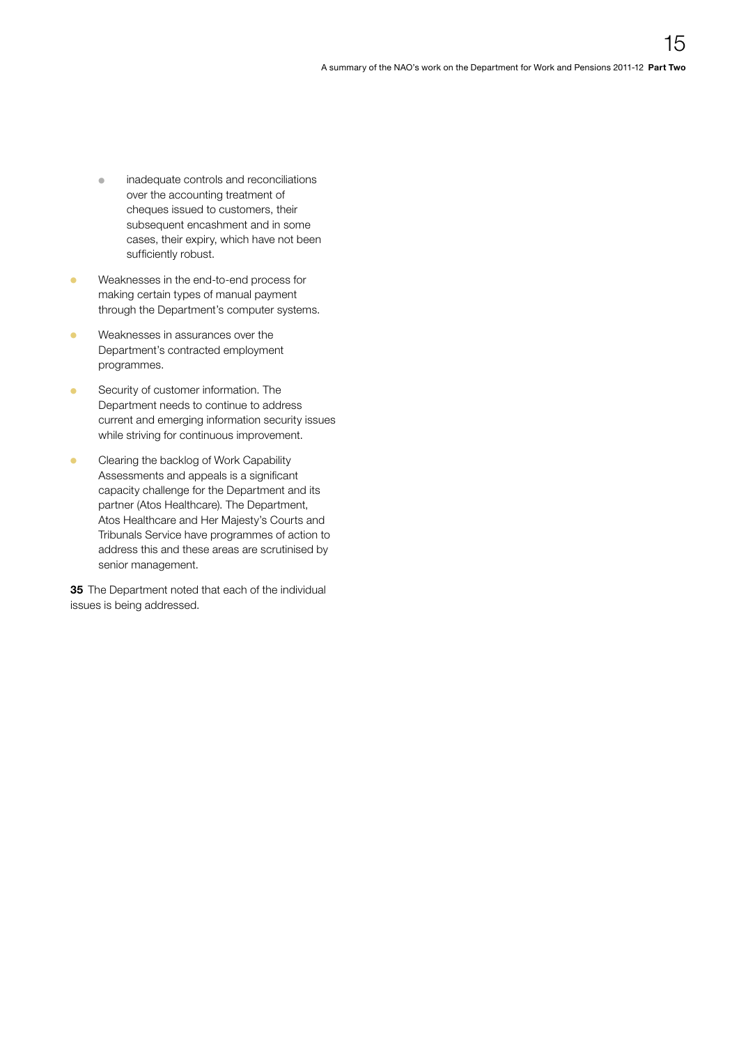- inadequate controls and reconciliations over the accounting treatment of cheques issued to customers, their subsequent encashment and in some cases, their expiry, which have not been sufficiently robust.

- Weaknesses in the end-to-end process for making certain types of manual payment through the Department's computer systems.

- Weaknesses in assurances over the Department's contracted employment programmes.

- Security of customer information. The Department needs to continue to address current and emerging information security issues while striving for continuous improvement.

- Clearing the backlog of Work Capability Assessments and appeals is a significant capacity challenge for the Department and its partner (Atos Healthcare). The Department, Atos Healthcare and Her Majesty's Courts and Tribunals Service have programmes of action to address this and these areas are scrutinised by senior management.

**35** The Department noted that each of the individual issues is being addressed.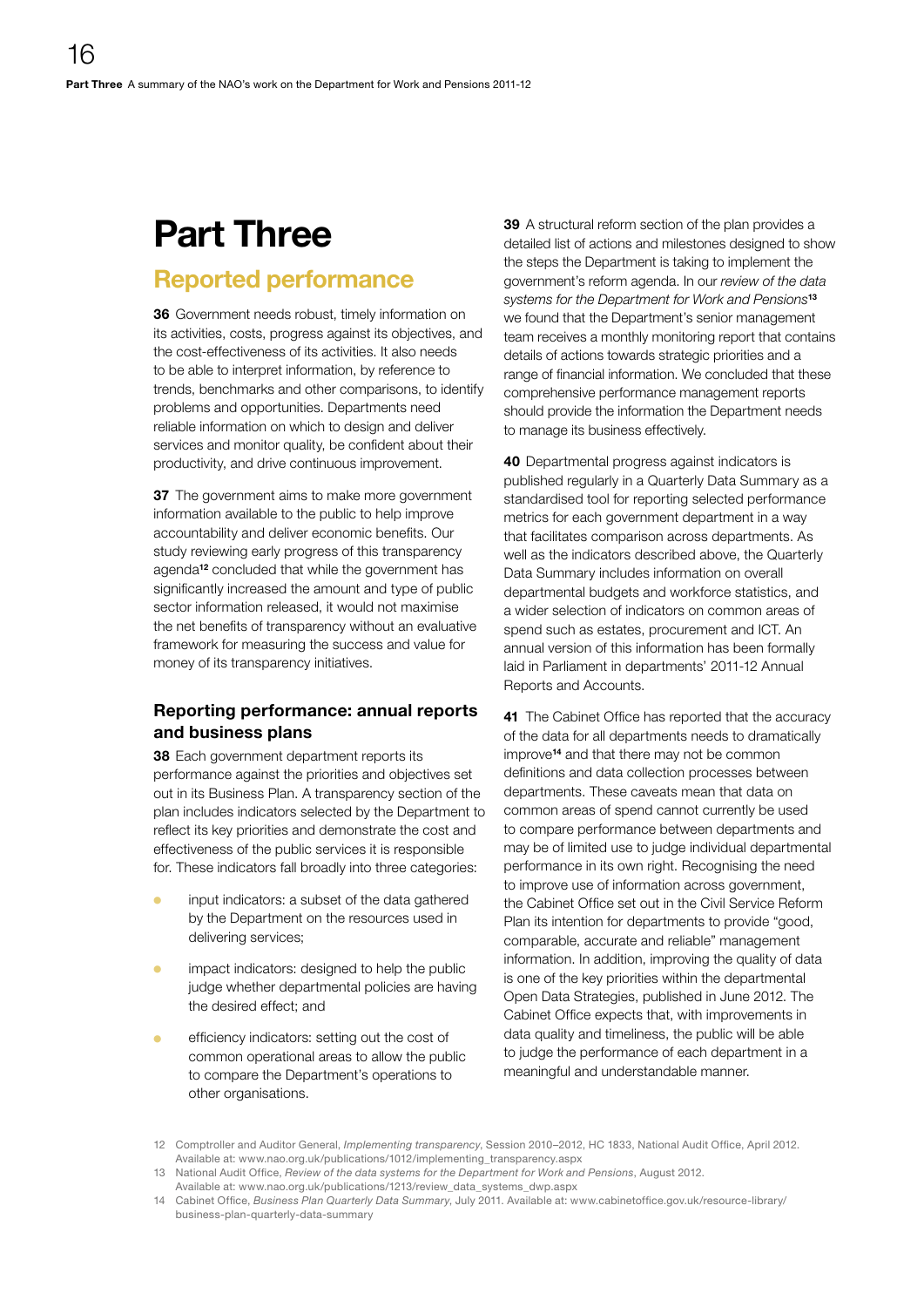# Part Three

## Reported performance

**36** Government needs robust, timely information on its activities, costs, progress against its objectives, and the cost-effectiveness of its activities. It also needs to be able to interpret information, by reference to trends, benchmarks and other comparisons, to identify problems and opportunities. Departments need reliable information on which to design and deliver services and monitor quality, be confident about their productivity, and drive continuous improvement.

**37** The government aims to make more government information available to the public to help improve accountability and deliver economic benefits. Our study reviewing early progress of this transparency agenda[12] concluded that while the government has significantly increased the amount and type of public sector information released, it would not maximise the net benefits of transparency without an evaluative framework for measuring the success and value for money of its transparency initiatives.

### Reporting performance: annual reports and business plans

**38** Each government department reports its performance against the priorities and objectives set out in its Business Plan. A transparency section of the plan includes indicators selected by the Department to reflect its key priorities and demonstrate the cost and effectiveness of the public services it is responsible for. These indicators fall broadly into three categories:

- input indicators: a subset of the data gathered by the Department on the resources used in delivering services;
- impact indicators: designed to help the public judge whether departmental policies are having the desired effect; and
- efficiency indicators: setting out the cost of common operational areas to allow the public to compare the Department's operations to other organisations.

**39** A structural reform section of the plan provides a detailed list of actions and milestones designed to show the steps the Department is taking to implement the government's reform agenda. In our *review of the data systems for the Department for Work and Pensions*[13] we found that the Department's senior management team receives a monthly monitoring report that contains details of actions towards strategic priorities and a range of financial information. We concluded that these comprehensive performance management reports should provide the information the Department needs to manage its business effectively.

**40** Departmental progress against indicators is published regularly in a Quarterly Data Summary as a standardised tool for reporting selected performance metrics for each government department in a way that facilitates comparison across departments. As well as the indicators described above, the Quarterly Data Summary includes information on overall departmental budgets and workforce statistics, and a wider selection of indicators on common areas of spend such as estates, procurement and ICT. An annual version of this information has been formally laid in Parliament in departments' 2011-12 Annual Reports and Accounts.

**41** The Cabinet Office has reported that the accuracy of the data for all departments needs to dramatically improve[14] and that there may not be common definitions and data collection processes between departments. These caveats mean that data on common areas of spend cannot currently be used to compare performance between departments and may be of limited use to judge individual departmental performance in its own right. Recognising the need to improve use of information across government, the Cabinet Office set out in the Civil Service Reform Plan its intention for departments to provide "good, comparable, accurate and reliable" management information. In addition, improving the quality of data is one of the key priorities within the departmental Open Data Strategies, published in June 2012. The Cabinet Office expects that, with improvements in data quality and timeliness, the public will be able to judge the performance of each department in a meaningful and understandable manner.

12 Comptroller and Auditor General, *Implementing transparency*, Session 2010–2012, HC 1833, National Audit Office, April 2012. Available at: www.nao.org.uk/publications/1012/implementing_transparency.aspx

13 National Audit Office, *Review of the data systems for the Department for Work and Pensions*, August 2012. Available at: www.nao.org.uk/publications/1213/review_data_systems_dwp.aspx

14 Cabinet Office, *Business Plan Quarterly Data Summary*, July 2011. Available at: www.cabinetoffice.gov.uk/resource-library/business-plan-quarterly-data-summary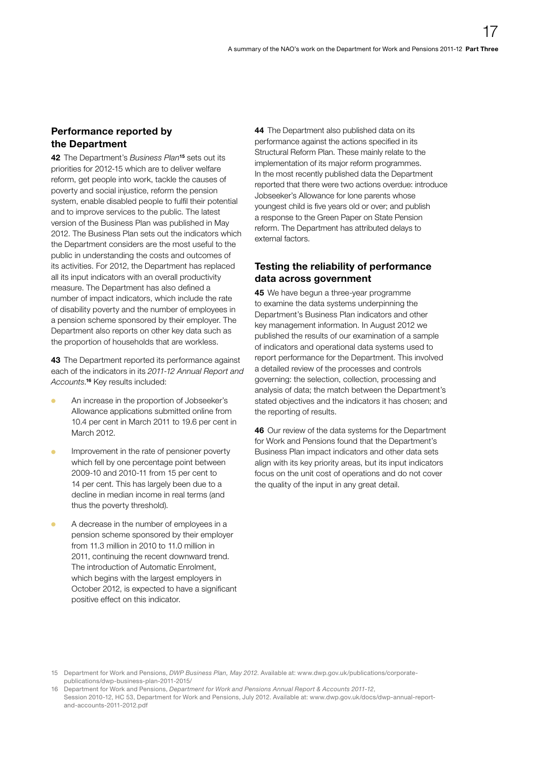## Performance reported by the Department

**42** The Department's *Business Plan*[15] sets out its priorities for 2012-15 which are to deliver welfare reform, get people into work, tackle the causes of poverty and social injustice, reform the pension system, enable disabled people to fulfil their potential and to improve services to the public. The latest version of the Business Plan was published in May 2012. The Business Plan sets out the indicators which the Department considers are the most useful to the public in understanding the costs and outcomes of its activities. For 2012, the Department has replaced all its input indicators with an overall productivity measure. The Department has also defined a number of impact indicators, which include the rate of disability poverty and the number of employees in a pension scheme sponsored by their employer. The Department also reports on other key data such as the proportion of households that are workless.

**43** The Department reported its performance against each of the indicators in its *2011-12 Annual Report and Accounts*.[16] Key results included:

- An increase in the proportion of Jobseeker's Allowance applications submitted online from 10.4 per cent in March 2011 to 19.6 per cent in March 2012.
- Improvement in the rate of pensioner poverty which fell by one percentage point between 2009-10 and 2010-11 from 15 per cent to 14 per cent. This has largely been due to a decline in median income in real terms (and thus the poverty threshold).
- A decrease in the number of employees in a pension scheme sponsored by their employer from 11.3 million in 2010 to 11.0 million in 2011, continuing the recent downward trend. The introduction of Automatic Enrolment, which begins with the largest employers in October 2012, is expected to have a significant positive effect on this indicator.

**44** The Department also published data on its performance against the actions specified in its Structural Reform Plan. These mainly relate to the implementation of its major reform programmes. In the most recently published data the Department reported that there were two actions overdue: introduce Jobseeker's Allowance for lone parents whose youngest child is five years old or over; and publish a response to the Green Paper on State Pension reform. The Department has attributed delays to external factors.

## Testing the reliability of performance data across government

**45** We have begun a three-year programme to examine the data systems underpinning the Department's Business Plan indicators and other key management information. In August 2012 we published the results of our examination of a sample of indicators and operational data systems used to report performance for the Department. This involved a detailed review of the processes and controls governing: the selection, collection, processing and analysis of data; the match between the Department's stated objectives and the indicators it has chosen; and the reporting of results.

**46** Our review of the data systems for the Department for Work and Pensions found that the Department's Business Plan impact indicators and other data sets align with its key priority areas, but its input indicators focus on the unit cost of operations and do not cover the quality of the input in any great detail.

15 Department for Work and Pensions, *DWP Business Plan, May 2012*. Available at: www.dwp.gov.uk/publications/corporate-publications/dwp-business-plan-2011-2015/

16 Department for Work and Pensions, *Department for Work and Pensions Annual Report & Accounts 2011-12*, Session 2010-12, HC 53, Department for Work and Pensions, July 2012. Available at: www.dwp.gov.uk/docs/dwp-annual-report-and-accounts-2011-2012.pdf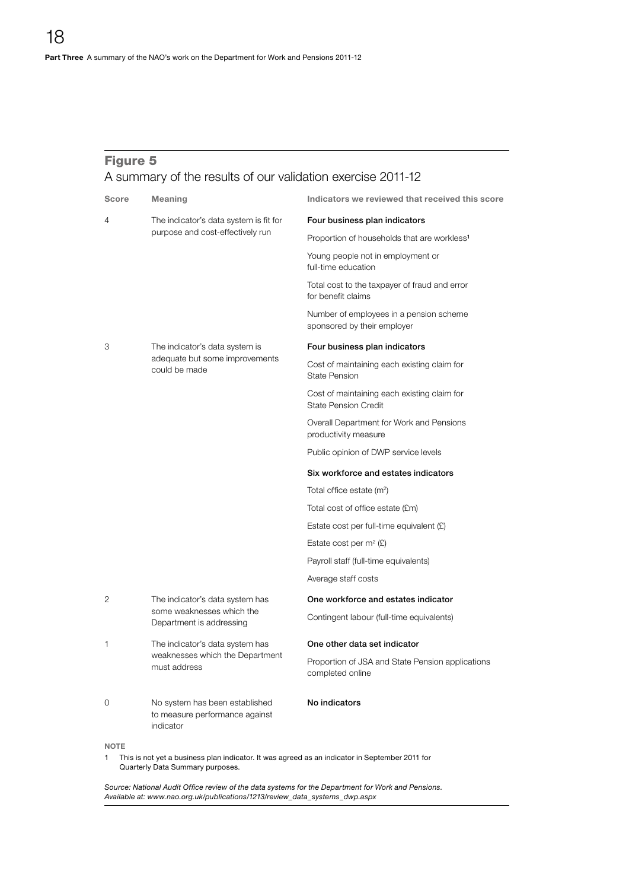## Figure 5

A summary of the results of our validation exercise 2011-12

| Score | Meaning | Indicators we reviewed that received this score |
|---|---|---|
| 4 | The indicator's data system is fit for purpose and cost-effectively run | **Four business plan indicators** |
| | | Proportion of households that are workless[1] |
| | | Young people not in employment or full-time education |
| | | Total cost to the taxpayer of fraud and error for benefit claims |
| | | Number of employees in a pension scheme sponsored by their employer |
| 3 | The indicator's data system is adequate but some improvements could be made | **Four business plan indicators** |
| | | Cost of maintaining each existing claim for State Pension |
| | | Cost of maintaining each existing claim for State Pension Credit |
| | | Overall Department for Work and Pensions productivity measure |
| | | Public opinion of DWP service levels |
| | | **Six workforce and estates indicators** |
| | | Total office estate ($m^2$) |
| | | Total cost of office estate (£m) |
| | | Estate cost per full-time equivalent (£) |
| | | Estate cost per $m^2$ (£) |
| | | Payroll staff (full-time equivalents) |
| | | Average staff costs |
| 2 | The indicator's data system has some weaknesses which the Department is addressing | **One workforce and estates indicator** |
| | | Contingent labour (full-time equivalents) |
| 1 | The indicator's data system has weaknesses which the Department must address | **One other data set indicator** |
| | | Proportion of JSA and State Pension applications completed online |
| 0 | No system has been established to measure performance against indicator | **No indicators** |

NOTE

1 This is not yet a business plan indicator. It was agreed as an indicator in September 2011 for Quarterly Data Summary purposes.

*Source: National Audit Office review of the data systems for the Department for Work and Pensions. Available at: www.nao.org.uk/publications/1213/review_data_systems_dwp.aspx*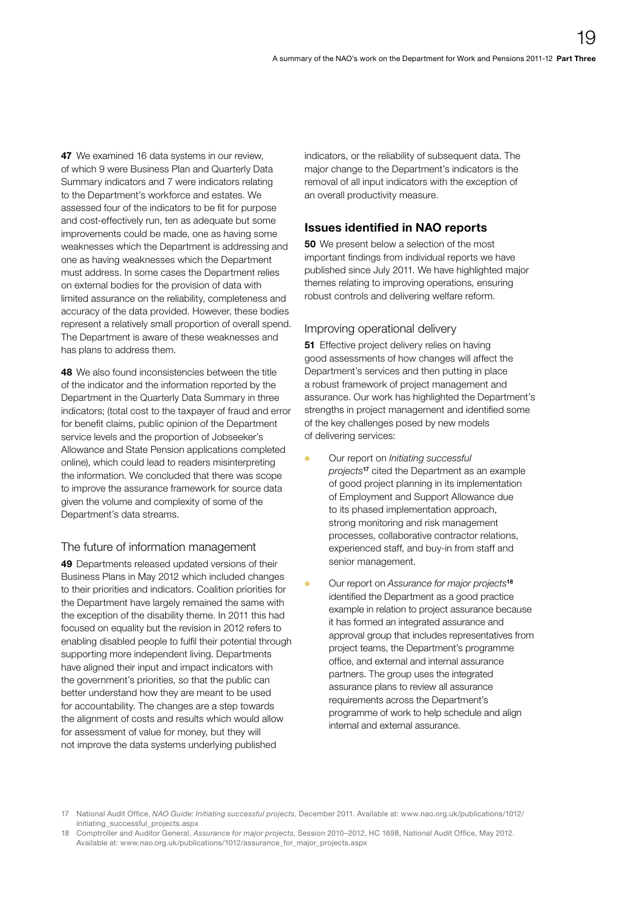**47** We examined 16 data systems in our review, of which 9 were Business Plan and Quarterly Data Summary indicators and 7 were indicators relating to the Department's workforce and estates. We assessed four of the indicators to be fit for purpose and cost-effectively run, ten as adequate but some improvements could be made, one as having some weaknesses which the Department is addressing and one as having weaknesses which the Department must address. In some cases the Department relies on external bodies for the provision of data with limited assurance on the reliability, completeness and accuracy of the data provided. However, these bodies represent a relatively small proportion of overall spend. The Department is aware of these weaknesses and has plans to address them.

**48** We also found inconsistencies between the title of the indicator and the information reported by the Department in the Quarterly Data Summary in three indicators; (total cost to the taxpayer of fraud and error for benefit claims, public opinion of the Department service levels and the proportion of Jobseeker's Allowance and State Pension applications completed online), which could lead to readers misinterpreting the information. We concluded that there was scope to improve the assurance framework for source data given the volume and complexity of some of the Department's data streams.

### The future of information management

**49** Departments released updated versions of their Business Plans in May 2012 which included changes to their priorities and indicators. Coalition priorities for the Department have largely remained the same with the exception of the disability theme. In 2011 this had focused on equality but the revision in 2012 refers to enabling disabled people to fulfil their potential through supporting more independent living. Departments have aligned their input and impact indicators with the government's priorities, so that the public can better understand how they are meant to be used for accountability. The changes are a step towards the alignment of costs and results which would allow for assessment of value for money, but they will not improve the data systems underlying published indicators, or the reliability of subsequent data. The major change to the Department's indicators is the removal of all input indicators with the exception of an overall productivity measure.

## Issues identified in NAO reports

**50** We present below a selection of the most important findings from individual reports we have published since July 2011. We have highlighted major themes relating to improving operations, ensuring robust controls and delivering welfare reform.

### Improving operational delivery

**51** Effective project delivery relies on having good assessments of how changes will affect the Department's services and then putting in place a robust framework of project management and assurance. Our work has highlighted the Department's strengths in project management and identified some of the key challenges posed by new models of delivering services:

- Our report on *Initiating successful projects*[17] cited the Department as an example of good project planning in its implementation of Employment and Support Allowance due to its phased implementation approach, strong monitoring and risk management processes, collaborative contractor relations, experienced staff, and buy-in from staff and senior management.
- Our report on *Assurance for major projects*[18] identified the Department as a good practice example in relation to project assurance because it has formed an integrated assurance and approval group that includes representatives from project teams, the Department's programme office, and external and internal assurance partners. The group uses the integrated assurance plans to review all assurance requirements across the Department's programme of work to help schedule and align internal and external assurance.

17 National Audit Office, *NAO Guide: Initiating successful projects*, December 2011. Available at: www.nao.org.uk/publications/1012/initiating_successful_projects.aspx

18 Comptroller and Auditor General, *Assurance for major projects*, Session 2010–2012, HC 1698, National Audit Office, May 2012. Available at: www.nao.org.uk/publications/1012/assurance_for_major_projects.aspx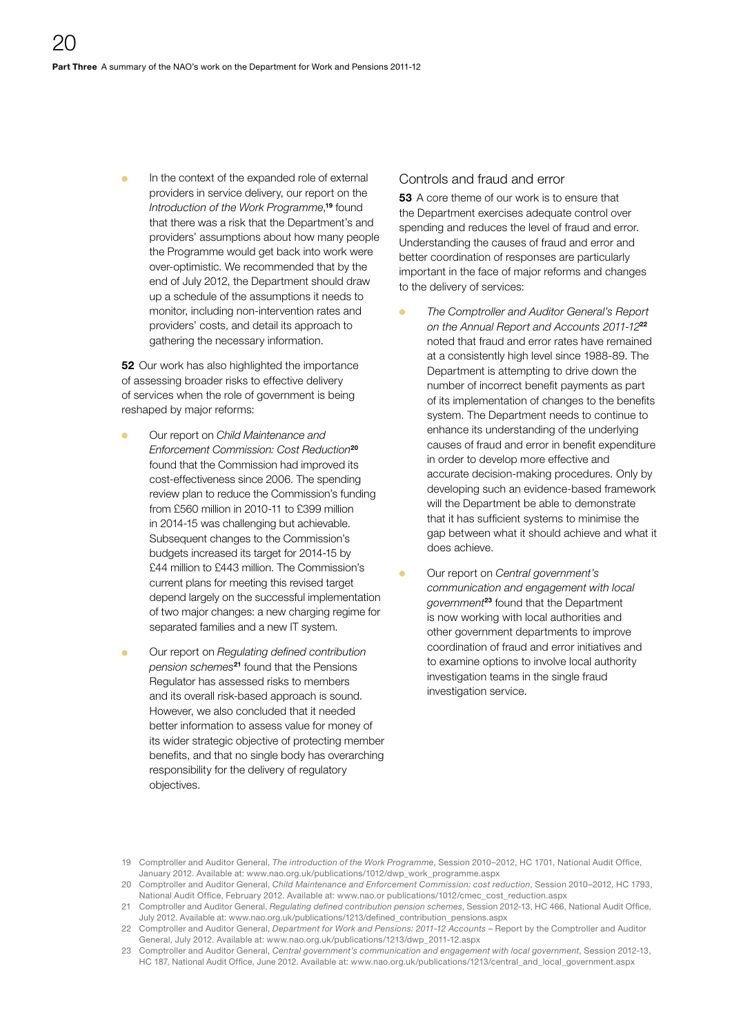- In the context of the expanded role of external providers in service delivery, our report on the *Introduction of the Work Programme*,[19] found that there was a risk that the Department's and providers' assumptions about how many people the Programme would get back into work were over-optimistic. We recommended that by the end of July 2012, the Department should draw up a schedule of the assumptions it needs to monitor, including non-intervention rates and providers' costs, and detail its approach to gathering the necessary information.

**52** Our work has also highlighted the importance of assessing broader risks to effective delivery of services when the role of government is being reshaped by major reforms:

- Our report on *Child Maintenance and Enforcement Commission: Cost Reduction*[20] found that the Commission had improved its cost-effectiveness since 2006. The spending review plan to reduce the Commission's funding from £560 million in 2010-11 to £399 million in 2014-15 was challenging but achievable. Subsequent changes to the Commission's budgets increased its target for 2014-15 by £44 million to £443 million. The Commission's current plans for meeting this revised target depend largely on the successful implementation of two major changes: a new charging regime for separated families and a new IT system.

- Our report on *Regulating defined contribution pension schemes*[21] found that the Pensions Regulator has assessed risks to members and its overall risk-based approach is sound. However, we also concluded that it needed better information to assess value for money of its wider strategic objective of protecting member benefits, and that no single body has overarching responsibility for the delivery of regulatory objectives.

## Controls and fraud and error

**53** A core theme of our work is to ensure that the Department exercises adequate control over spending and reduces the level of fraud and error. Understanding the causes of fraud and error and better coordination of responses are particularly important in the face of major reforms and changes to the delivery of services:

- *The Comptroller and Auditor General's Report on the Annual Report and Accounts 2011-12*[22] noted that fraud and error rates have remained at a consistently high level since 1988-89. The Department is attempting to drive down the number of incorrect benefit payments as part of its implementation of changes to the benefits system. The Department needs to continue to enhance its understanding of the underlying causes of fraud and error in benefit expenditure in order to develop more effective and accurate decision-making procedures. Only by developing such an evidence-based framework will the Department be able to demonstrate that it has sufficient systems to minimise the gap between what it should achieve and what it does achieve.

- Our report on *Central government's communication and engagement with local government*[23] found that the Department is now working with local authorities and other government departments to improve coordination of fraud and error initiatives and to examine options to involve local authority investigation teams in the single fraud investigation service.

19 Comptroller and Auditor General, *The introduction of the Work Programme*, Session 2010–2012, HC 1701, National Audit Office, January 2012. Available at: www.nao.org.uk/publications/1012/dwp_work_programme.aspx

20 Comptroller and Auditor General, *Child Maintenance and Enforcement Commission: cost reduction*, Session 2010–2012, HC 1793, National Audit Office, February 2012. Available at: www.nao.or publications/1012/cmec_cost_reduction.aspx

21 Comptroller and Auditor General, *Regulating defined contribution pension schemes*, Session 2012-13, HC 466, National Audit Office, July 2012. Available at: www.nao.org.uk/publications/1213/defined_contribution_pensions.aspx

22 Comptroller and Auditor General, *Department for Work and Pensions: 2011-12 Accounts* – Report by the Comptroller and Auditor General, July 2012. Available at: www.nao.org.uk/publications/1213/dwp_2011-12.aspx

23 Comptroller and Auditor General, *Central government's communication and engagement with local government*, Session 2012-13, HC 187, National Audit Office, June 2012. Available at: www.nao.org.uk/publications/1213/central_and_local_government.aspx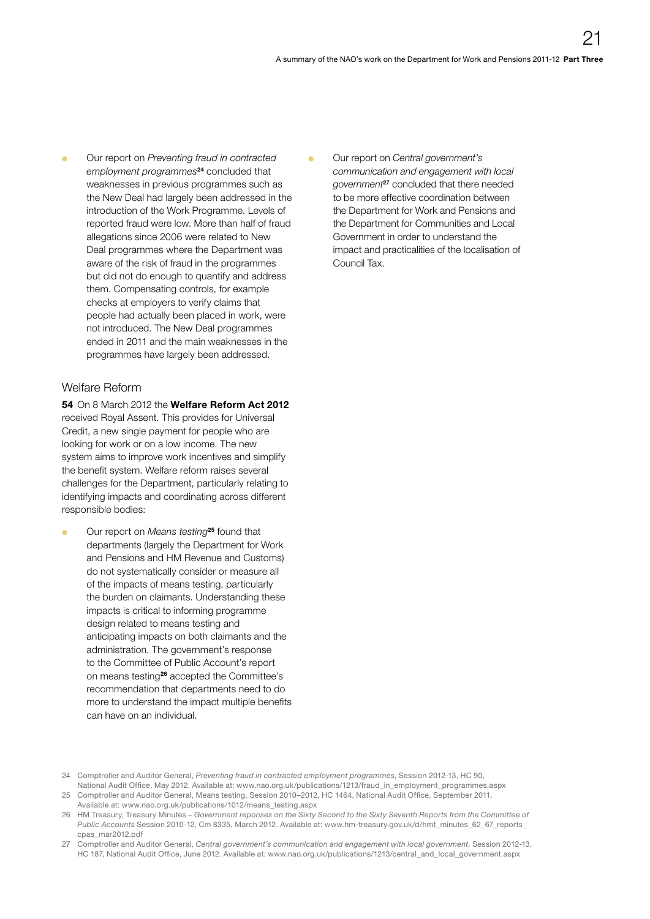- Our report on *Preventing fraud in contracted employment programmes*[24] concluded that weaknesses in previous programmes such as the New Deal had largely been addressed in the introduction of the Work Programme. Levels of reported fraud were low. More than half of fraud allegations since 2006 were related to New Deal programmes where the Department was aware of the risk of fraud in the programmes but did not do enough to quantify and address them. Compensating controls, for example checks at employers to verify claims that people had actually been placed in work, were not introduced. The New Deal programmes ended in 2011 and the main weaknesses in the programmes have largely been addressed.

## Welfare Reform

**54** On 8 March 2012 the **Welfare Reform Act 2012** received Royal Assent. This provides for Universal Credit, a new single payment for people who are looking for work or on a low income. The new system aims to improve work incentives and simplify the benefit system. Welfare reform raises several challenges for the Department, particularly relating to identifying impacts and coordinating across different responsible bodies:

- Our report on *Means testing*[25] found that departments (largely the Department for Work and Pensions and HM Revenue and Customs) do not systematically consider or measure all of the impacts of means testing, particularly the burden on claimants. Understanding these impacts is critical to informing programme design related to means testing and anticipating impacts on both claimants and the administration. The government's response to the Committee of Public Account's report on means testing[26] accepted the Committee's recommendation that departments need to do more to understand the impact multiple benefits can have on an individual.

- Our report on *Central government's communication and engagement with local government*[27] concluded that there needed to be more effective coordination between the Department for Work and Pensions and the Department for Communities and Local Government in order to understand the impact and practicalities of the localisation of Council Tax.

---

24 Comptroller and Auditor General, *Preventing fraud in contracted employment programmes*, Session 2012-13, HC 90, National Audit Office, May 2012. Available at: www.nao.org.uk/publications/1213/fraud_in_employment_programmes.aspx

25 Comptroller and Auditor General, Means testing, Session 2010–2012, HC 1464, National Audit Office, September 2011. Available at: www.nao.org.uk/publications/1012/means_testing.aspx

26 HM Treasury, Treasury Minutes – *Government reponses on the Sixty Second to the Sixty Seventh Reports from the Committee of Public Accounts* Session 2010-12, Cm 8335, March 2012. Available at: www.hm-treasury.gov.uk/d/hmt_minutes_62_67_reports_cpas_mar2012.pdf

27 Comptroller and Auditor General, *Central government's communication and engagement with local government*, Session 2012-13, HC 187, National Audit Office, June 2012. Available at: www.nao.org.uk/publications/1213/central_and_local_government.aspx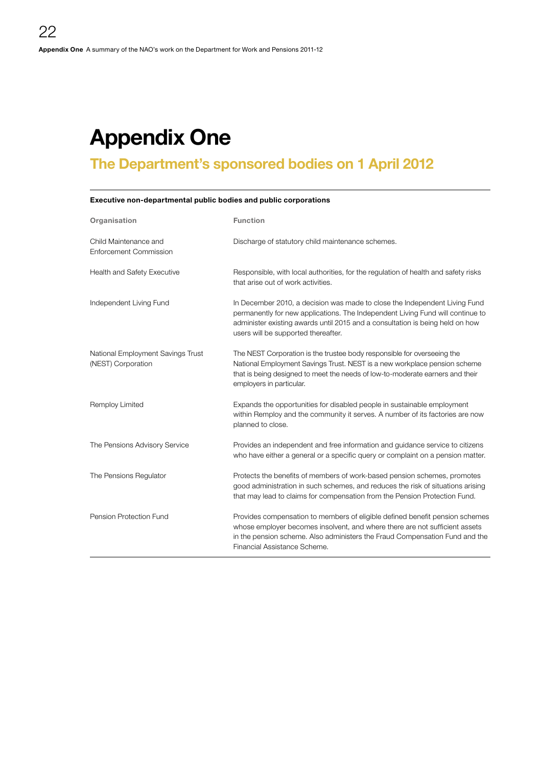# Appendix One

## The Department's sponsored bodies on 1 April 2012

**Executive non-departmental public bodies and public corporations**

| Organisation | Function |
|---|---|
| Child Maintenance and Enforcement Commission | Discharge of statutory child maintenance schemes. |
| Health and Safety Executive | Responsible, with local authorities, for the regulation of health and safety risks that arise out of work activities. |
| Independent Living Fund | In December 2010, a decision was made to close the Independent Living Fund permanently for new applications. The Independent Living Fund will continue to administer existing awards until 2015 and a consultation is being held on how users will be supported thereafter. |
| National Employment Savings Trust (NEST) Corporation | The NEST Corporation is the trustee body responsible for overseeing the National Employment Savings Trust. NEST is a new workplace pension scheme that is being designed to meet the needs of low-to-moderate earners and their employers in particular. |
| Remploy Limited | Expands the opportunities for disabled people in sustainable employment within Remploy and the community it serves. A number of its factories are now planned to close. |
| The Pensions Advisory Service | Provides an independent and free information and guidance service to citizens who have either a general or a specific query or complaint on a pension matter. |
| The Pensions Regulator | Protects the benefits of members of work-based pension schemes, promotes good administration in such schemes, and reduces the risk of situations arising that may lead to claims for compensation from the Pension Protection Fund. |
| Pension Protection Fund | Provides compensation to members of eligible defined benefit pension schemes whose employer becomes insolvent, and where there are not sufficient assets in the pension scheme. Also administers the Fraud Compensation Fund and the Financial Assistance Scheme. |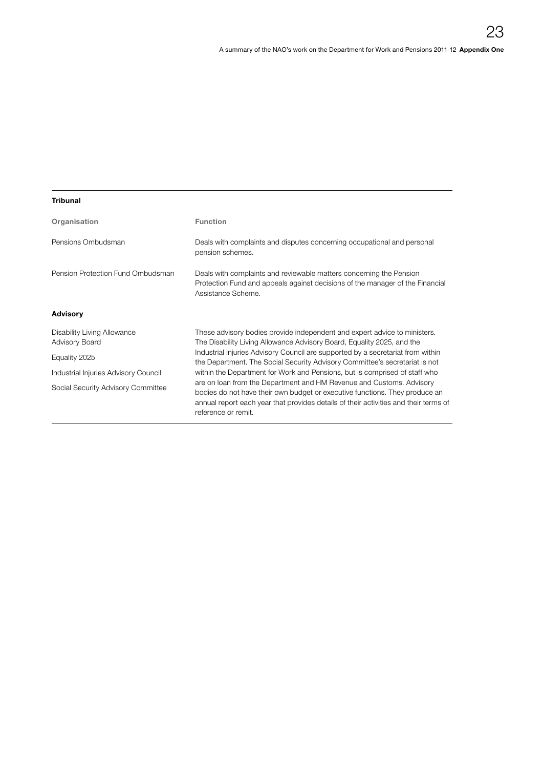| Organisation | Function |
|---|---|
| **Tribunal** | |
| Pensions Ombudsman | Deals with complaints and disputes concerning occupational and personal pension schemes. |
| Pension Protection Fund Ombudsman | Deals with complaints and reviewable matters concerning the Pension Protection Fund and appeals against decisions of the manager of the Financial Assistance Scheme. |
| **Advisory** | |
| Disability Living Allowance Advisory Board<br><br>Equality 2025<br><br>Industrial Injuries Advisory Council<br><br>Social Security Advisory Committee | These advisory bodies provide independent and expert advice to ministers. The Disability Living Allowance Advisory Board, Equality 2025, and the Industrial Injuries Advisory Council are supported by a secretariat from within the Department. The Social Security Advisory Committee's secretariat is not within the Department for Work and Pensions, but is comprised of staff who are on loan from the Department and HM Revenue and Customs. Advisory bodies do not have their own budget or executive functions. They produce an annual report each year that provides details of their activities and their terms of reference or remit. |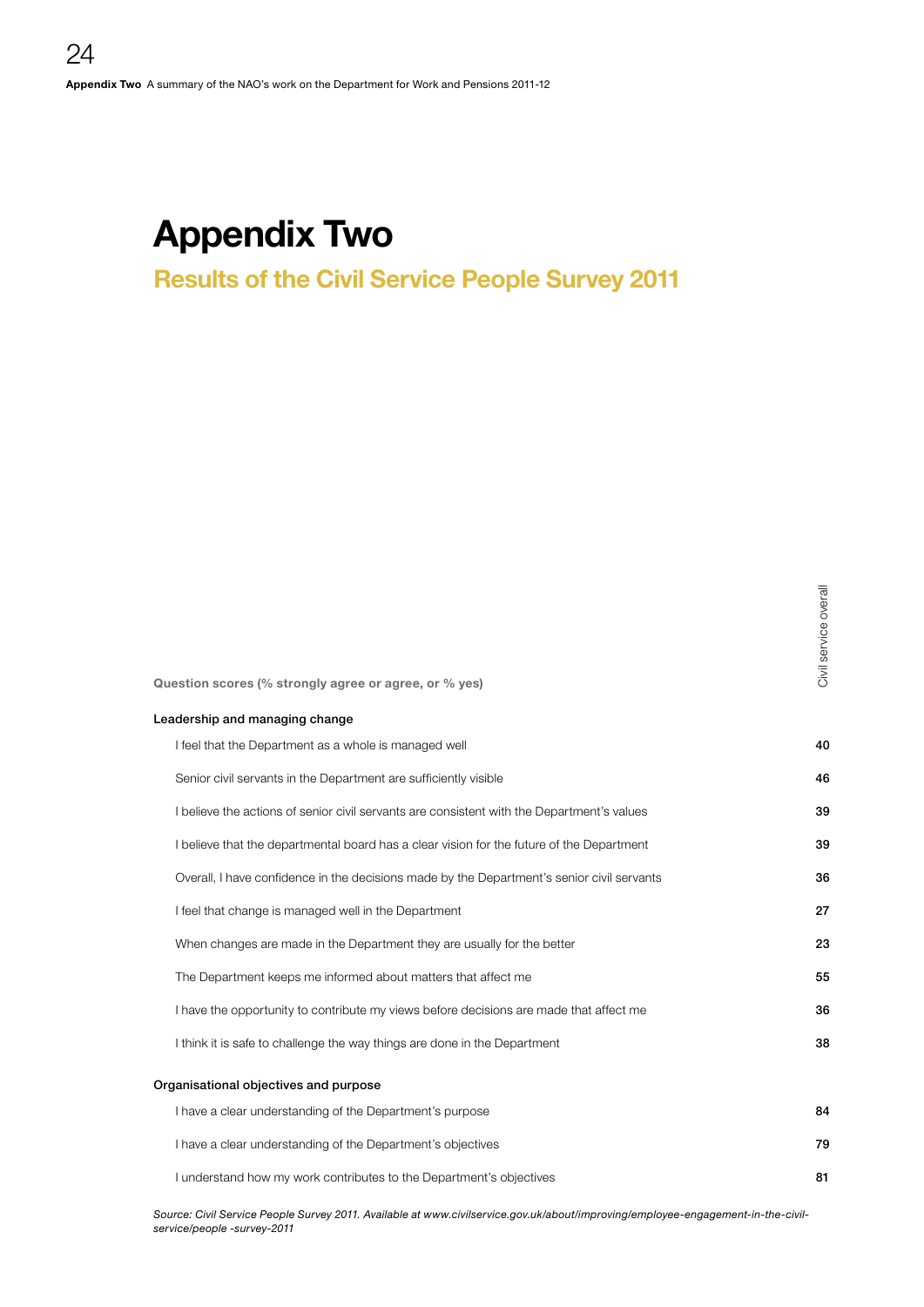# Appendix Two

## Results of the Civil Service People Survey 2011

| Question scores (% strongly agree or agree, or % yes) | Civil service overall |
|---|---|
| **Leadership and managing change** | |
| I feel that the Department as a whole is managed well | 40 |
| Senior civil servants in the Department are sufficiently visible | 46 |
| I believe the actions of senior civil servants are consistent with the Department's values | 39 |
| I believe that the departmental board has a clear vision for the future of the Department | 39 |
| Overall, I have confidence in the decisions made by the Department's senior civil servants | 36 |
| I feel that change is managed well in the Department | 27 |
| When changes are made in the Department they are usually for the better | 23 |
| The Department keeps me informed about matters that affect me | 55 |
| I have the opportunity to contribute my views before decisions are made that affect me | 36 |
| I think it is safe to challenge the way things are done in the Department | 38 |
| **Organisational objectives and purpose** | |
| I have a clear understanding of the Department's purpose | 84 |
| I have a clear understanding of the Department's objectives | 79 |
| I understand how my work contributes to the Department's objectives | 81 |

*Source: Civil Service People Survey 2011. Available at www.civilservice.gov.uk/about/improving/employee-engagement-in-the-civil-service/people -survey-2011*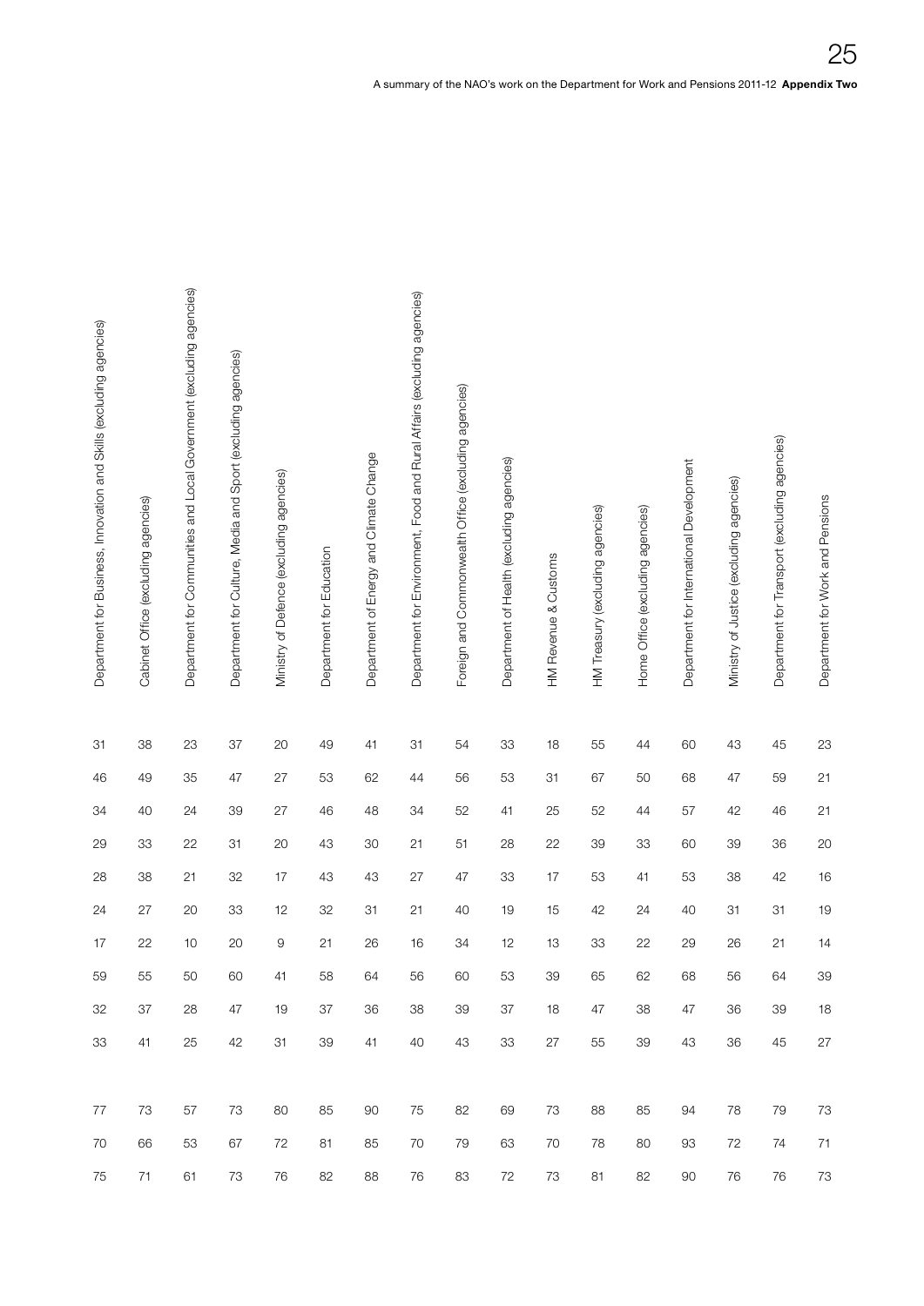| Department for Business, Innovation and Skills (excluding agencies) | Cabinet Office (excluding agencies) | Department for Communities and Local Government (excluding agencies) | Department for Culture, Media and Sport (excluding agencies) | Ministry of Defence (excluding agencies) | Department for Education | Department of Energy and Climate Change | Department for Environment, Food and Rural Affairs (excluding agencies) | Foreign and Commonwealth Office (excluding agencies) | Department of Health (excluding agencies) | HM Revenue & Customs | HM Treasury (excluding agencies) | Home Office (excluding agencies) | Department for International Development | Ministry of Justice (excluding agencies) | Department for Transport (excluding agencies) | Department for Work and Pensions |
|---|---|---|---|---|---|---|---|---|---|---|---|---|---|---|---|---|
| 31 | 38 | 23 | 37 | 20 | 49 | 41 | 31 | 54 | 33 | 18 | 55 | 44 | 60 | 43 | 45 | 23 |
| 46 | 49 | 35 | 47 | 27 | 53 | 62 | 44 | 56 | 53 | 31 | 67 | 50 | 68 | 47 | 59 | 21 |
| 34 | 40 | 24 | 39 | 27 | 46 | 48 | 34 | 52 | 41 | 25 | 52 | 44 | 57 | 42 | 46 | 21 |
| 29 | 33 | 22 | 31 | 20 | 43 | 30 | 21 | 51 | 28 | 22 | 39 | 33 | 60 | 39 | 36 | 20 |
| 28 | 38 | 21 | 32 | 17 | 43 | 43 | 27 | 47 | 33 | 17 | 53 | 41 | 53 | 38 | 42 | 16 |
| 24 | 27 | 20 | 33 | 12 | 32 | 31 | 21 | 40 | 19 | 15 | 42 | 24 | 40 | 31 | 31 | 19 |
| 17 | 22 | 10 | 20 | 9 | 21 | 26 | 16 | 34 | 12 | 13 | 33 | 22 | 29 | 26 | 21 | 14 |
| 59 | 55 | 50 | 60 | 41 | 58 | 64 | 56 | 60 | 53 | 39 | 65 | 62 | 68 | 56 | 64 | 39 |
| 32 | 37 | 28 | 47 | 19 | 37 | 36 | 38 | 39 | 37 | 18 | 47 | 38 | 47 | 36 | 39 | 18 |
| 33 | 41 | 25 | 42 | 31 | 39 | 41 | 40 | 43 | 33 | 27 | 55 | 39 | 43 | 36 | 45 | 27 |
| | | | | | | | | | | | | | | | | |
| 77 | 73 | 57 | 73 | 80 | 85 | 90 | 75 | 82 | 69 | 73 | 88 | 85 | 94 | 78 | 79 | 73 |
| 70 | 66 | 53 | 67 | 72 | 81 | 85 | 70 | 79 | 63 | 70 | 78 | 80 | 93 | 72 | 74 | 71 |
| 75 | 71 | 61 | 73 | 76 | 82 | 88 | 76 | 83 | 72 | 73 | 81 | 82 | 90 | 76 | 76 | 73 |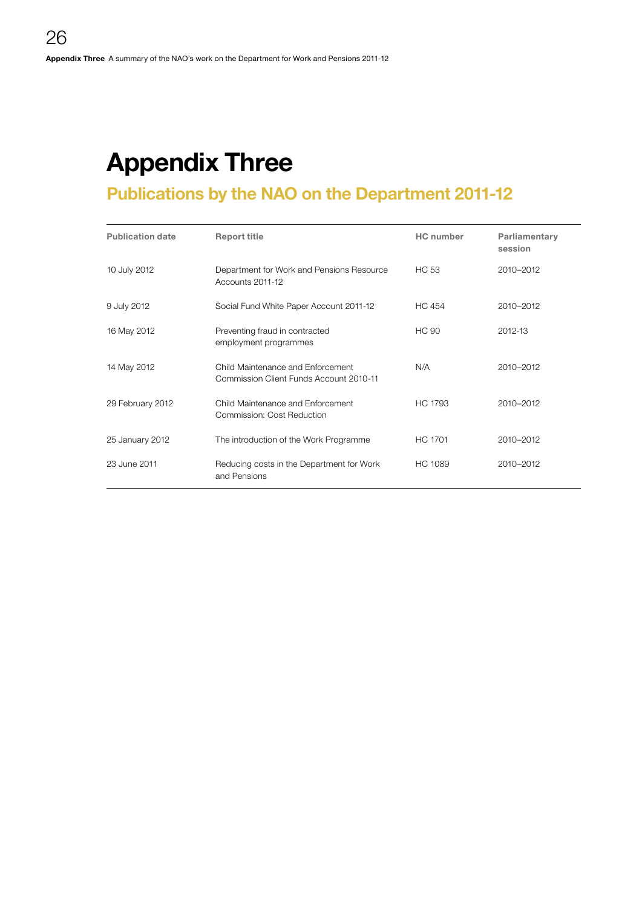# Appendix Three

## Publications by the NAO on the Department 2011-12

| Publication date | Report title | HC number | Parliamentary session |
|---|---|---|---|
| 10 July 2012 | Department for Work and Pensions Resource Accounts 2011-12 | HC 53 | 2010–2012 |
| 9 July 2012 | Social Fund White Paper Account 2011-12 | HC 454 | 2010–2012 |
| 16 May 2012 | Preventing fraud in contracted employment programmes | HC 90 | 2012-13 |
| 14 May 2012 | Child Maintenance and Enforcement Commission Client Funds Account 2010-11 | N/A | 2010–2012 |
| 29 February 2012 | Child Maintenance and Enforcement Commission: Cost Reduction | HC 1793 | 2010–2012 |
| 25 January 2012 | The introduction of the Work Programme | HC 1701 | 2010–2012 |
| 23 June 2011 | Reducing costs in the Department for Work and Pensions | HC 1089 | 2010–2012 |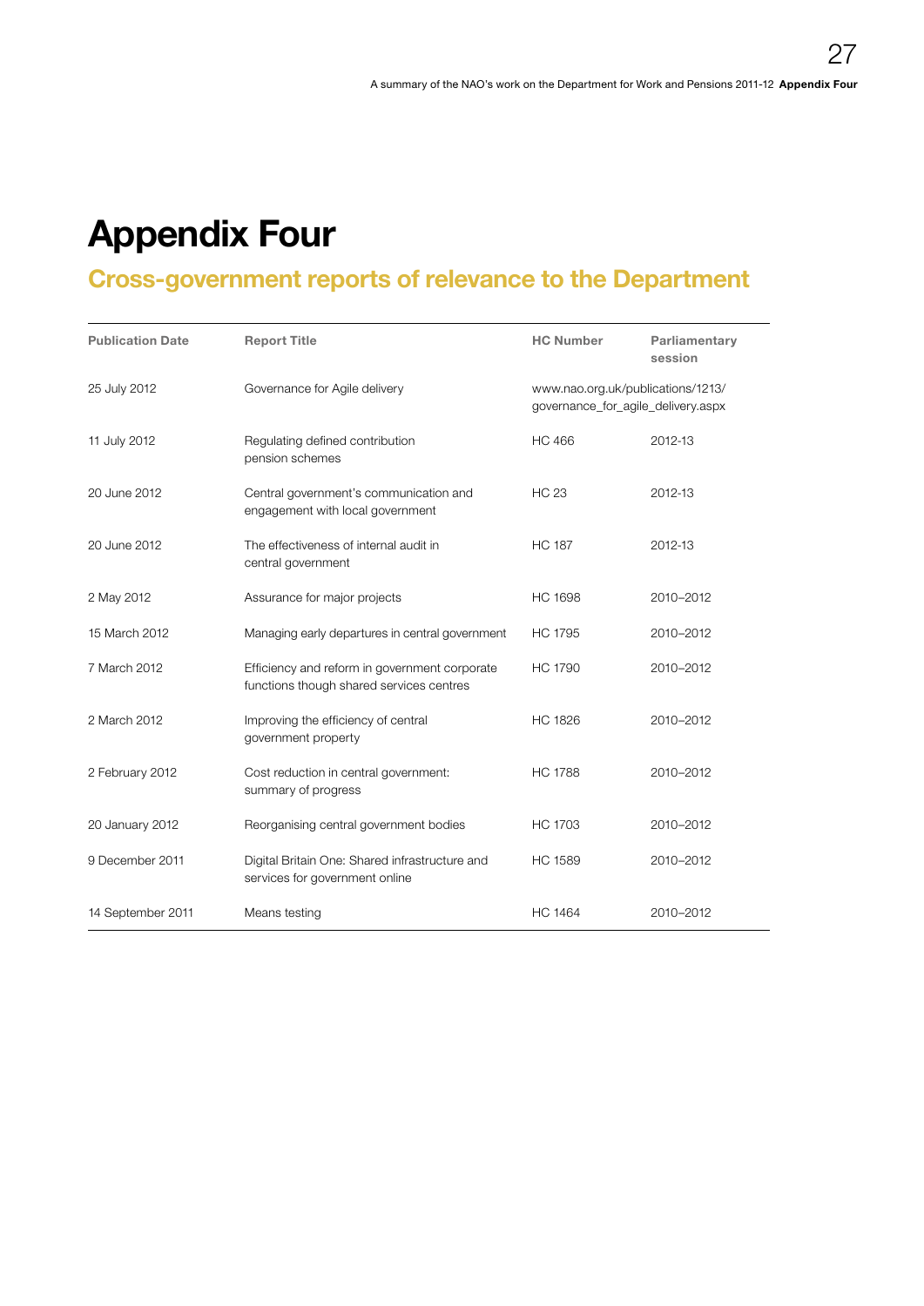# Appendix Four

## Cross-government reports of relevance to the Department

| Publication Date | Report Title | HC Number | Parliamentary session |
|---|---|---|---|
| 25 July 2012 | Governance for Agile delivery | www.nao.org.uk/publications/1213/governance_for_agile_delivery.aspx | |
| 11 July 2012 | Regulating defined contribution pension schemes | HC 466 | 2012-13 |
| 20 June 2012 | Central government's communication and engagement with local government | HC 23 | 2012-13 |
| 20 June 2012 | The effectiveness of internal audit in central government | HC 187 | 2012-13 |
| 2 May 2012 | Assurance for major projects | HC 1698 | 2010–2012 |
| 15 March 2012 | Managing early departures in central government | HC 1795 | 2010–2012 |
| 7 March 2012 | Efficiency and reform in government corporate functions though shared services centres | HC 1790 | 2010–2012 |
| 2 March 2012 | Improving the efficiency of central government property | HC 1826 | 2010–2012 |
| 2 February 2012 | Cost reduction in central government: summary of progress | HC 1788 | 2010–2012 |
| 20 January 2012 | Reorganising central government bodies | HC 1703 | 2010–2012 |
| 9 December 2011 | Digital Britain One: Shared infrastructure and services for government online | HC 1589 | 2010–2012 |
| 14 September 2011 | Means testing | HC 1464 | 2010–2012 |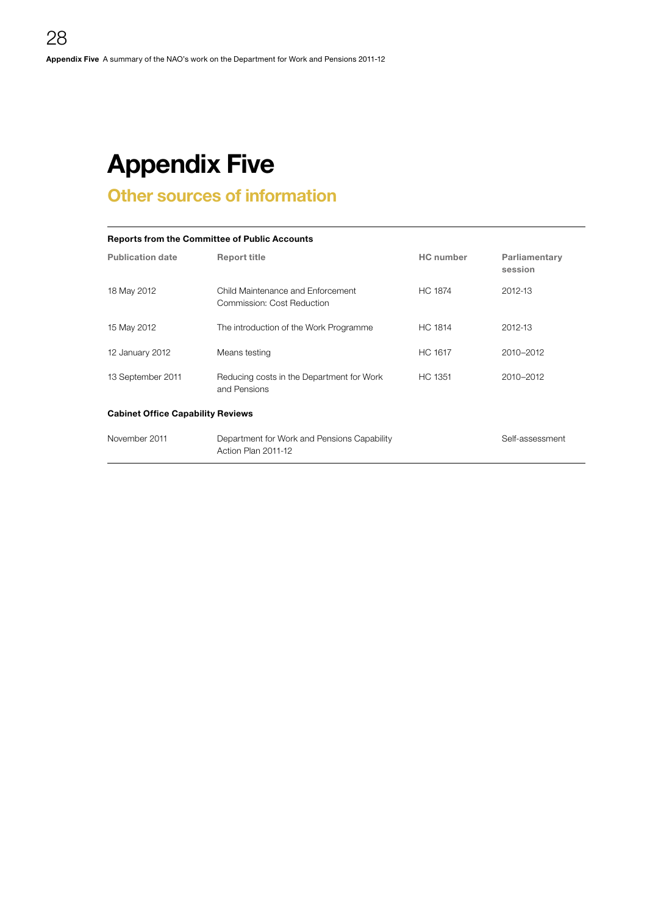# Appendix Five

## Other sources of information

**Reports from the Committee of Public Accounts**

| Publication date | Report title | HC number | Parliamentary session |
|---|---|---|---|
| 18 May 2012 | Child Maintenance and Enforcement Commission: Cost Reduction | HC 1874 | 2012-13 |
| 15 May 2012 | The introduction of the Work Programme | HC 1814 | 2012-13 |
| 12 January 2012 | Means testing | HC 1617 | 2010–2012 |
| 13 September 2011 | Reducing costs in the Department for Work and Pensions | HC 1351 | 2010–2012 |
| **Cabinet Office Capability Reviews** | | | |
| November 2011 | Department for Work and Pensions Capability Action Plan 2011-12 | | Self-assessment |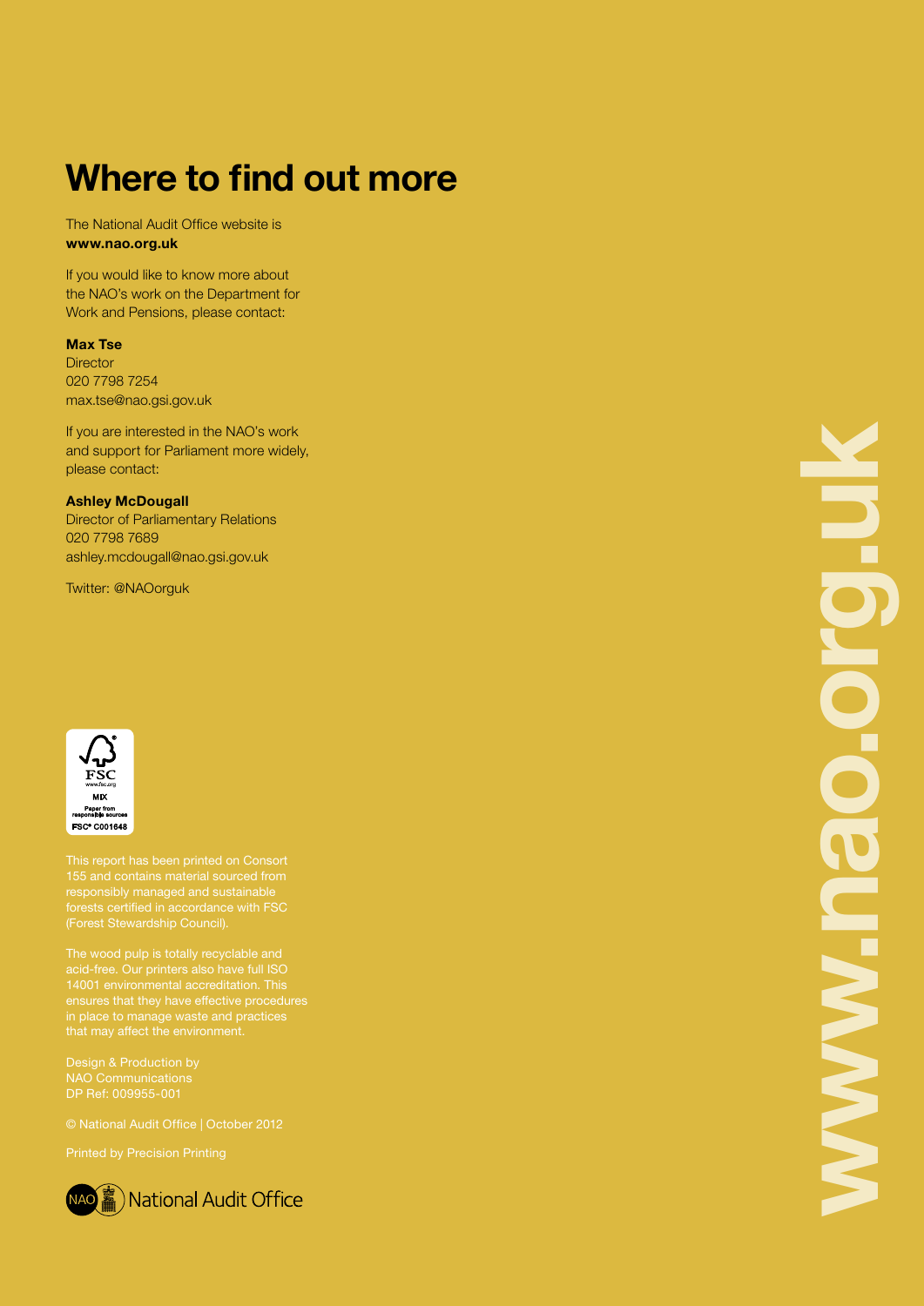# Where to find out more

The National Audit Office website is **www.nao.org.uk**

If you would like to know more about the NAO's work on the Department for Work and Pensions, please contact:

**Max Tse**
Director
020 7798 7254
max.tse@nao.gsi.gov.uk

If you are interested in the NAO's work and support for Parliament more widely, please contact:

**Ashley McDougall**
Director of Parliamentary Relations
020 7798 7689
ashley.mcdougall@nao.gsi.gov.uk

Twitter: @NAOorguk

FSC
www.fsc.org
MIX
Paper from responsible sources
FSC® C001648

This report has been printed on Consort 155 and contains material sourced from responsibly managed and sustainable forests certified in accordance with FSC (Forest Stewardship Council).

The wood pulp is totally recyclable and acid-free. Our printers also have full ISO 14001 environmental accreditation. This ensures that they have effective procedures in place to manage waste and practices that may affect the environment.

Design & Production by
NAO Communications
DP Ref: 009955-001

© National Audit Office | October 2012

Printed by Precision Printing

NAO National Audit Office

www.nao.org.uk